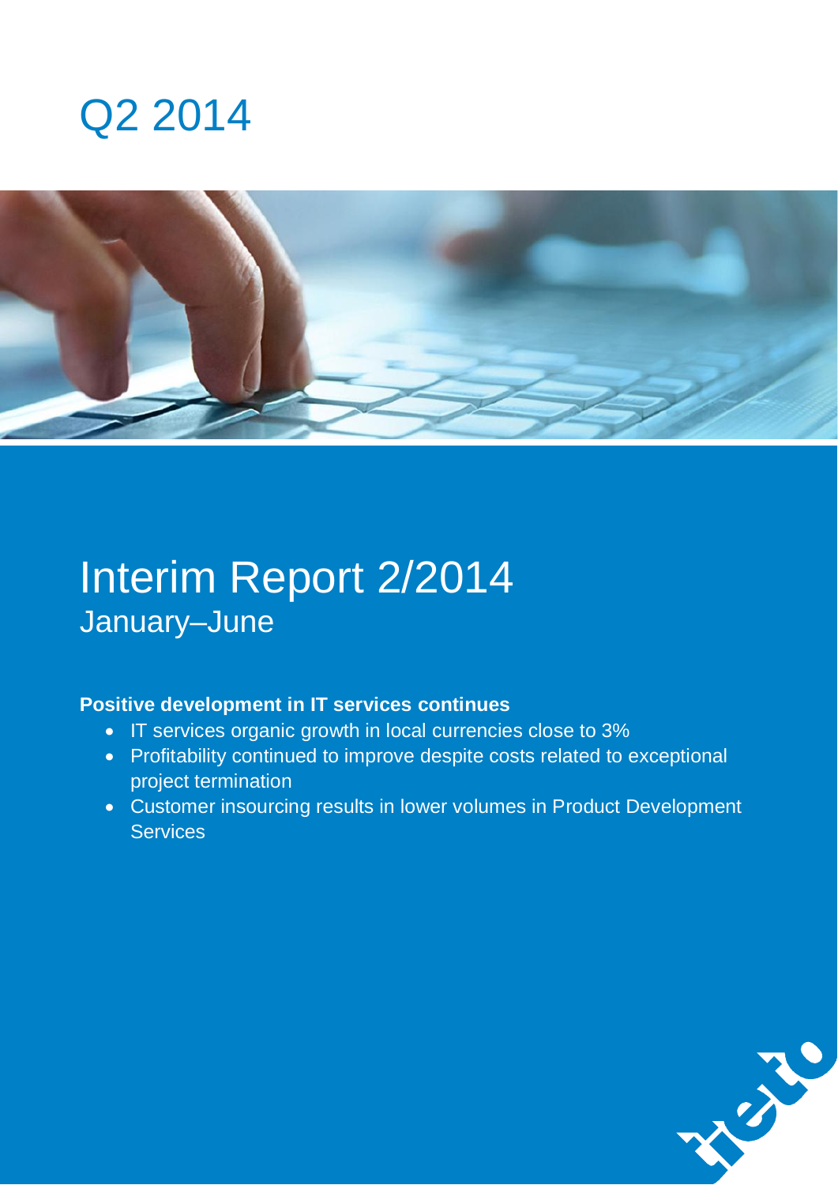# Q2 2014

# Interim Report 2/2014

## January–June

**Positive development in IT services continues**

- IT services organic growth in local currencies close to 3%
- Profitability continued to improve despite costs related to exceptional project termination
- Customer insourcing results in lower volumes in Product Development Services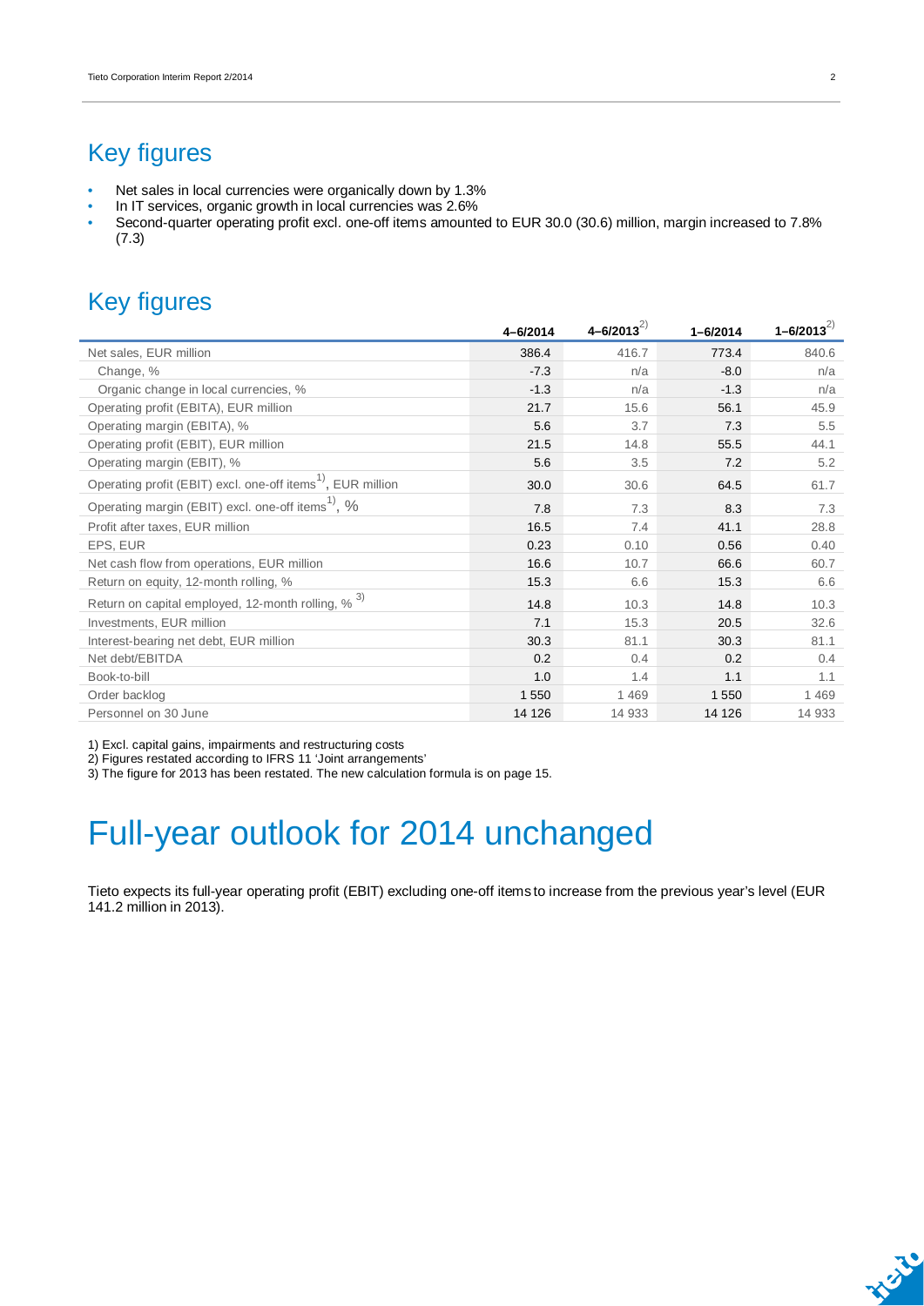# Key figures

- Net sales in local currencies were organically down by 1.3%
- In IT services, organic growth in local currencies was 2.6%
- Second-quarter operating profit excl. one-off items amounted to EUR 30.0 (30.6) million, margin increased to 7.8% (7.3)

# Key figures

| | 4–6/2014 | 4–6/2013[2] | 1–6/2014 | 1–6/2013[2] |
|---|---|---|---|---|
| Net sales, EUR million | 386.4 | 416.7 | 773.4 | 840.6 |
| Change, % | -7.3 | n/a | -8.0 | n/a |
| Organic change in local currencies, % | -1.3 | n/a | -1.3 | n/a |
| Operating profit (EBITA), EUR million | 21.7 | 15.6 | 56.1 | 45.9 |
| Operating margin (EBITA), % | 5.6 | 3.7 | 7.3 | 5.5 |
| Operating profit (EBIT), EUR million | 21.5 | 14.8 | 55.5 | 44.1 |
| Operating margin (EBIT), % | 5.6 | 3.5 | 7.2 | 5.2 |
| Operating profit (EBIT) excl. one-off items[1], EUR million | 30.0 | 30.6 | 64.5 | 61.7 |
| Operating margin (EBIT) excl. one-off items[1], % | 7.8 | 7.3 | 8.3 | 7.3 |
| Profit after taxes, EUR million | 16.5 | 7.4 | 41.1 | 28.8 |
| EPS, EUR | 0.23 | 0.10 | 0.56 | 0.40 |
| Net cash flow from operations, EUR million | 16.6 | 10.7 | 66.6 | 60.7 |
| Return on equity, 12-month rolling, % | 15.3 | 6.6 | 15.3 | 6.6 |
| Return on capital employed, 12-month rolling, %[3] | 14.8 | 10.3 | 14.8 | 10.3 |
| Investments, EUR million | 7.1 | 15.3 | 20.5 | 32.6 |
| Interest-bearing net debt, EUR million | 30.3 | 81.1 | 30.3 | 81.1 |
| Net debt/EBITDA | 0.2 | 0.4 | 0.2 | 0.4 |
| Book-to-bill | 1.0 | 1.4 | 1.1 | 1.1 |
| Order backlog | 1 550 | 1 469 | 1 550 | 1 469 |
| Personnel on 30 June | 14 126 | 14 933 | 14 126 | 14 933 |

1) Excl. capital gains, impairments and restructuring costs
2) Figures restated according to IFRS 11 'Joint arrangements'
3) The figure for 2013 has been restated. The new calculation formula is on page 15.

# Full-year outlook for 2014 unchanged

Tieto expects its full-year operating profit (EBIT) excluding one-off items to increase from the previous year's level (EUR 141.2 million in 2013).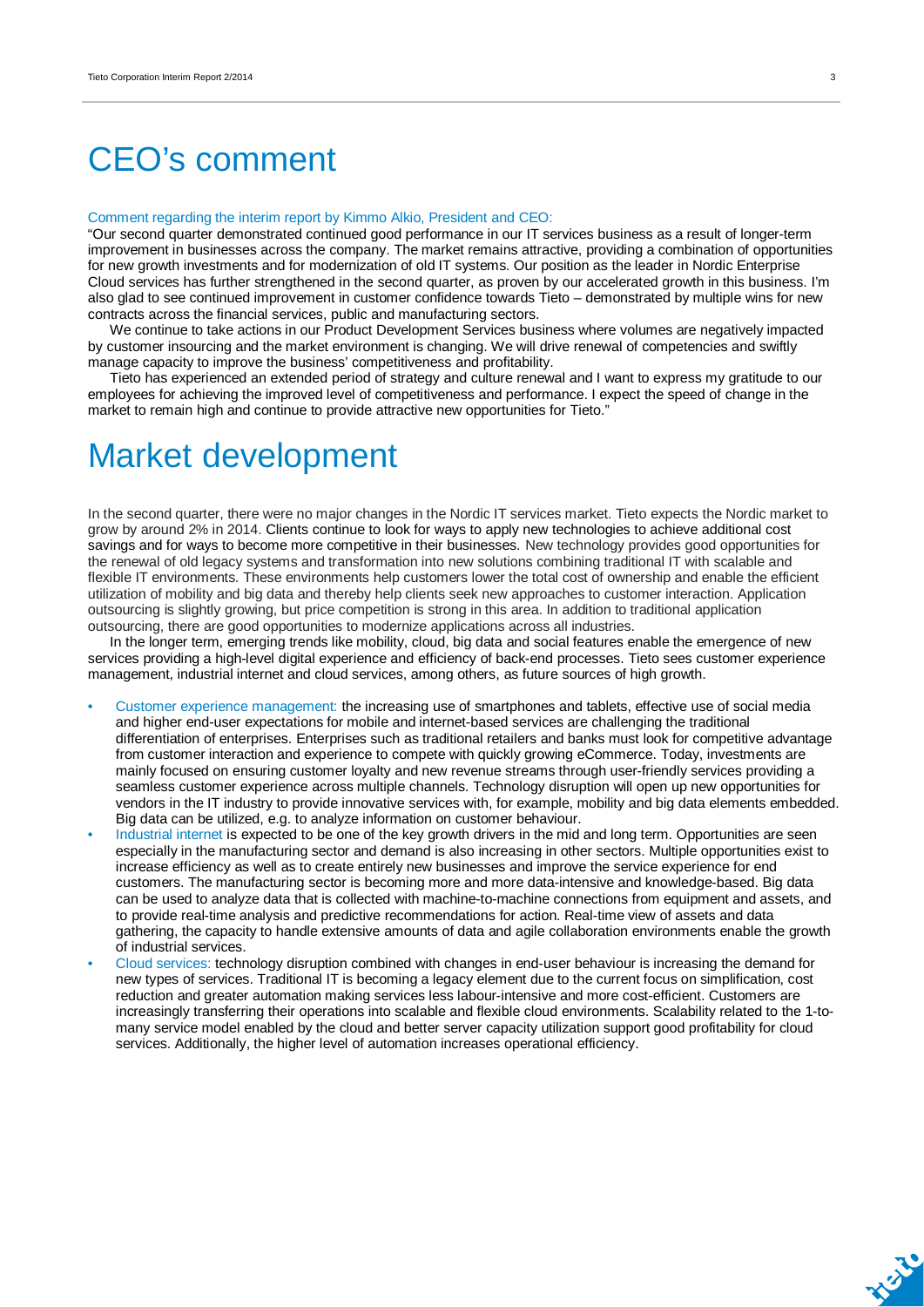# CEO's comment

Comment regarding the interim report by Kimmo Alkio, President and CEO:

"Our second quarter demonstrated continued good performance in our IT services business as a result of longer-term improvement in businesses across the company. The market remains attractive, providing a combination of opportunities for new growth investments and for modernization of old IT systems. Our position as the leader in Nordic Enterprise Cloud services has further strengthened in the second quarter, as proven by our accelerated growth in this business. I'm also glad to see continued improvement in customer confidence towards Tieto – demonstrated by multiple wins for new contracts across the financial services, public and manufacturing sectors.

We continue to take actions in our Product Development Services business where volumes are negatively impacted by customer insourcing and the market environment is changing. We will drive renewal of competencies and swiftly manage capacity to improve the business' competitiveness and profitability.

Tieto has experienced an extended period of strategy and culture renewal and I want to express my gratitude to our employees for achieving the improved level of competitiveness and performance. I expect the speed of change in the market to remain high and continue to provide attractive new opportunities for Tieto."

# Market development

In the second quarter, there were no major changes in the Nordic IT services market. Tieto expects the Nordic market to grow by around 2% in 2014. Clients continue to look for ways to apply new technologies to achieve additional cost savings and for ways to become more competitive in their businesses. New technology provides good opportunities for the renewal of old legacy systems and transformation into new solutions combining traditional IT with scalable and flexible IT environments. These environments help customers lower the total cost of ownership and enable the efficient utilization of mobility and big data and thereby help clients seek new approaches to customer interaction. Application outsourcing is slightly growing, but price competition is strong in this area. In addition to traditional application outsourcing, there are good opportunities to modernize applications across all industries.

In the longer term, emerging trends like mobility, cloud, big data and social features enable the emergence of new services providing a high-level digital experience and efficiency of back-end processes. Tieto sees customer experience management, industrial internet and cloud services, among others, as future sources of high growth.

- Customer experience management: the increasing use of smartphones and tablets, effective use of social media and higher end-user expectations for mobile and internet-based services are challenging the traditional differentiation of enterprises. Enterprises such as traditional retailers and banks must look for competitive advantage from customer interaction and experience to compete with quickly growing eCommerce. Today, investments are mainly focused on ensuring customer loyalty and new revenue streams through user-friendly services providing a seamless customer experience across multiple channels. Technology disruption will open up new opportunities for vendors in the IT industry to provide innovative services with, for example, mobility and big data elements embedded. Big data can be utilized, e.g. to analyze information on customer behaviour.
- Industrial internet is expected to be one of the key growth drivers in the mid and long term. Opportunities are seen especially in the manufacturing sector and demand is also increasing in other sectors. Multiple opportunities exist to increase efficiency as well as to create entirely new businesses and improve the service experience for end customers. The manufacturing sector is becoming more and more data-intensive and knowledge-based. Big data can be used to analyze data that is collected with machine-to-machine connections from equipment and assets, and to provide real-time analysis and predictive recommendations for action. Real-time view of assets and data gathering, the capacity to handle extensive amounts of data and agile collaboration environments enable the growth of industrial services.
- Cloud services: technology disruption combined with changes in end-user behaviour is increasing the demand for new types of services. Traditional IT is becoming a legacy element due to the current focus on simplification, cost reduction and greater automation making services less labour-intensive and more cost-efficient. Customers are increasingly transferring their operations into scalable and flexible cloud environments. Scalability related to the 1-to-many service model enabled by the cloud and better server capacity utilization support good profitability for cloud services. Additionally, the higher level of automation increases operational efficiency.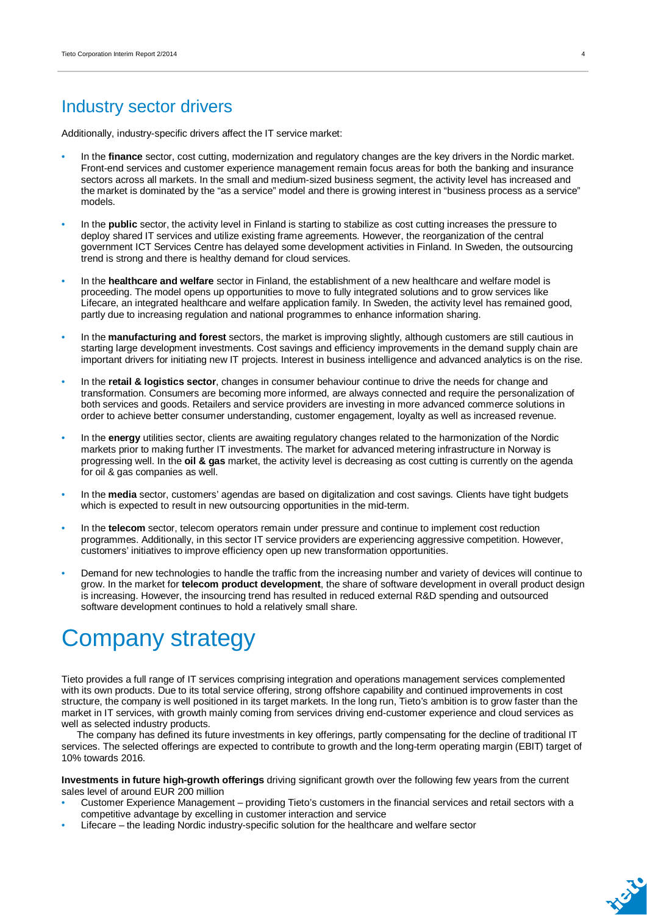## Industry sector drivers

Additionally, industry-specific drivers affect the IT service market:

- In the **finance** sector, cost cutting, modernization and regulatory changes are the key drivers in the Nordic market. Front-end services and customer experience management remain focus areas for both the banking and insurance sectors across all markets. In the small and medium-sized business segment, the activity level has increased and the market is dominated by the "as a service" model and there is growing interest in "business process as a service" models.
- In the **public** sector, the activity level in Finland is starting to stabilize as cost cutting increases the pressure to deploy shared IT services and utilize existing frame agreements. However, the reorganization of the central government ICT Services Centre has delayed some development activities in Finland. In Sweden, the outsourcing trend is strong and there is healthy demand for cloud services.
- In the **healthcare and welfare** sector in Finland, the establishment of a new healthcare and welfare model is proceeding. The model opens up opportunities to move to fully integrated solutions and to grow services like Lifecare, an integrated healthcare and welfare application family. In Sweden, the activity level has remained good, partly due to increasing regulation and national programmes to enhance information sharing.
- In the **manufacturing and forest** sectors, the market is improving slightly, although customers are still cautious in starting large development investments. Cost savings and efficiency improvements in the demand supply chain are important drivers for initiating new IT projects. Interest in business intelligence and advanced analytics is on the rise.
- In the **retail & logistics sector**, changes in consumer behaviour continue to drive the needs for change and transformation. Consumers are becoming more informed, are always connected and require the personalization of both services and goods. Retailers and service providers are investing in more advanced commerce solutions in order to achieve better consumer understanding, customer engagement, loyalty as well as increased revenue.
- In the **energy** utilities sector, clients are awaiting regulatory changes related to the harmonization of the Nordic markets prior to making further IT investments. The market for advanced metering infrastructure in Norway is progressing well. In the **oil & gas** market, the activity level is decreasing as cost cutting is currently on the agenda for oil & gas companies as well.
- In the **media** sector, customers' agendas are based on digitalization and cost savings. Clients have tight budgets which is expected to result in new outsourcing opportunities in the mid-term.
- In the **telecom** sector, telecom operators remain under pressure and continue to implement cost reduction programmes. Additionally, in this sector IT service providers are experiencing aggressive competition. However, customers' initiatives to improve efficiency open up new transformation opportunities.
- Demand for new technologies to handle the traffic from the increasing number and variety of devices will continue to grow. In the market for **telecom product development**, the share of software development in overall product design is increasing. However, the insourcing trend has resulted in reduced external R&D spending and outsourced software development continues to hold a relatively small share.

# Company strategy

Tieto provides a full range of IT services comprising integration and operations management services complemented with its own products. Due to its total service offering, strong offshore capability and continued improvements in cost structure, the company is well positioned in its target markets. In the long run, Tieto's ambition is to grow faster than the market in IT services, with growth mainly coming from services driving end-customer experience and cloud services as well as selected industry products.

The company has defined its future investments in key offerings, partly compensating for the decline of traditional IT services. The selected offerings are expected to contribute to growth and the long-term operating margin (EBIT) target of 10% towards 2016.

**Investments in future high-growth offerings** driving significant growth over the following few years from the current sales level of around EUR 200 million

- Customer Experience Management – providing Tieto's customers in the financial services and retail sectors with a competitive advantage by excelling in customer interaction and service
- Lifecare – the leading Nordic industry-specific solution for the healthcare and welfare sector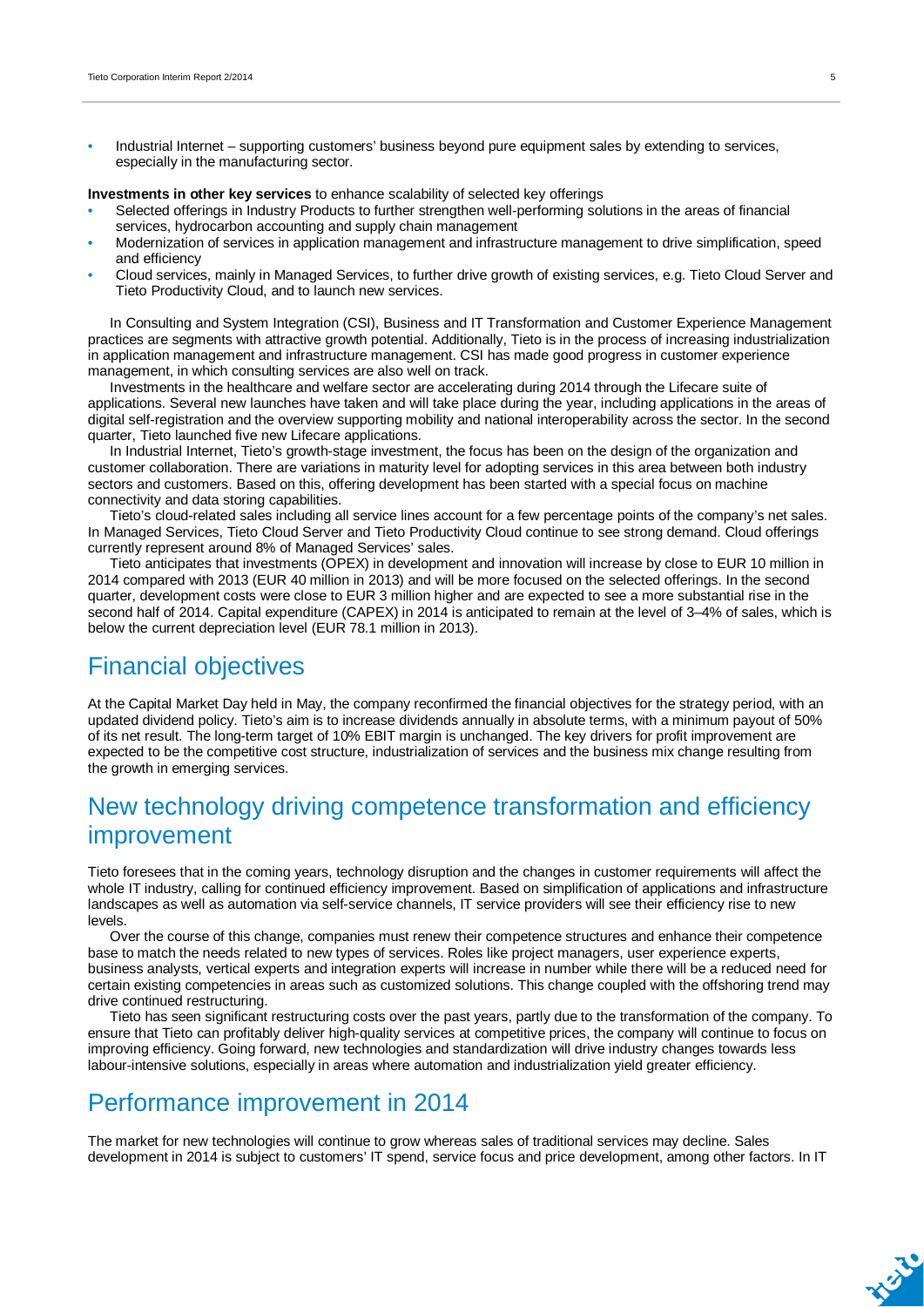- Industrial Internet – supporting customers' business beyond pure equipment sales by extending to services, especially in the manufacturing sector.

**Investments in other key services** to enhance scalability of selected key offerings

- Selected offerings in Industry Products to further strengthen well-performing solutions in the areas of financial services, hydrocarbon accounting and supply chain management
- Modernization of services in application management and infrastructure management to drive simplification, speed and efficiency
- Cloud services, mainly in Managed Services, to further drive growth of existing services, e.g. Tieto Cloud Server and Tieto Productivity Cloud, and to launch new services.

In Consulting and System Integration (CSI), Business and IT Transformation and Customer Experience Management practices are segments with attractive growth potential. Additionally, Tieto is in the process of increasing industrialization in application management and infrastructure management. CSI has made good progress in customer experience management, in which consulting services are also well on track.

Investments in the healthcare and welfare sector are accelerating during 2014 through the Lifecare suite of applications. Several new launches have taken and will take place during the year, including applications in the areas of digital self-registration and the overview supporting mobility and national interoperability across the sector. In the second quarter, Tieto launched five new Lifecare applications.

In Industrial Internet, Tieto's growth-stage investment, the focus has been on the design of the organization and customer collaboration. There are variations in maturity level for adopting services in this area between both industry sectors and customers. Based on this, offering development has been started with a special focus on machine connectivity and data storing capabilities.

Tieto's cloud-related sales including all service lines account for a few percentage points of the company's net sales. In Managed Services, Tieto Cloud Server and Tieto Productivity Cloud continue to see strong demand. Cloud offerings currently represent around 8% of Managed Services' sales.

Tieto anticipates that investments (OPEX) in development and innovation will increase by close to EUR 10 million in 2014 compared with 2013 (EUR 40 million in 2013) and will be more focused on the selected offerings. In the second quarter, development costs were close to EUR 3 million higher and are expected to see a more substantial rise in the second half of 2014. Capital expenditure (CAPEX) in 2014 is anticipated to remain at the level of 3–4% of sales, which is below the current depreciation level (EUR 78.1 million in 2013).

## Financial objectives

At the Capital Market Day held in May, the company reconfirmed the financial objectives for the strategy period, with an updated dividend policy. Tieto's aim is to increase dividends annually in absolute terms, with a minimum payout of 50% of its net result. The long-term target of 10% EBIT margin is unchanged. The key drivers for profit improvement are expected to be the competitive cost structure, industrialization of services and the business mix change resulting from the growth in emerging services.

## New technology driving competence transformation and efficiency improvement

Tieto foresees that in the coming years, technology disruption and the changes in customer requirements will affect the whole IT industry, calling for continued efficiency improvement. Based on simplification of applications and infrastructure landscapes as well as automation via self-service channels, IT service providers will see their efficiency rise to new levels.

Over the course of this change, companies must renew their competence structures and enhance their competence base to match the needs related to new types of services. Roles like project managers, user experience experts, business analysts, vertical experts and integration experts will increase in number while there will be a reduced need for certain existing competencies in areas such as customized solutions. This change coupled with the offshoring trend may drive continued restructuring.

Tieto has seen significant restructuring costs over the past years, partly due to the transformation of the company. To ensure that Tieto can profitably deliver high-quality services at competitive prices, the company will continue to focus on improving efficiency. Going forward, new technologies and standardization will drive industry changes towards less labour-intensive solutions, especially in areas where automation and industrialization yield greater efficiency.

## Performance improvement in 2014

The market for new technologies will continue to grow whereas sales of traditional services may decline. Sales development in 2014 is subject to customers' IT spend, service focus and price development, among other factors. In IT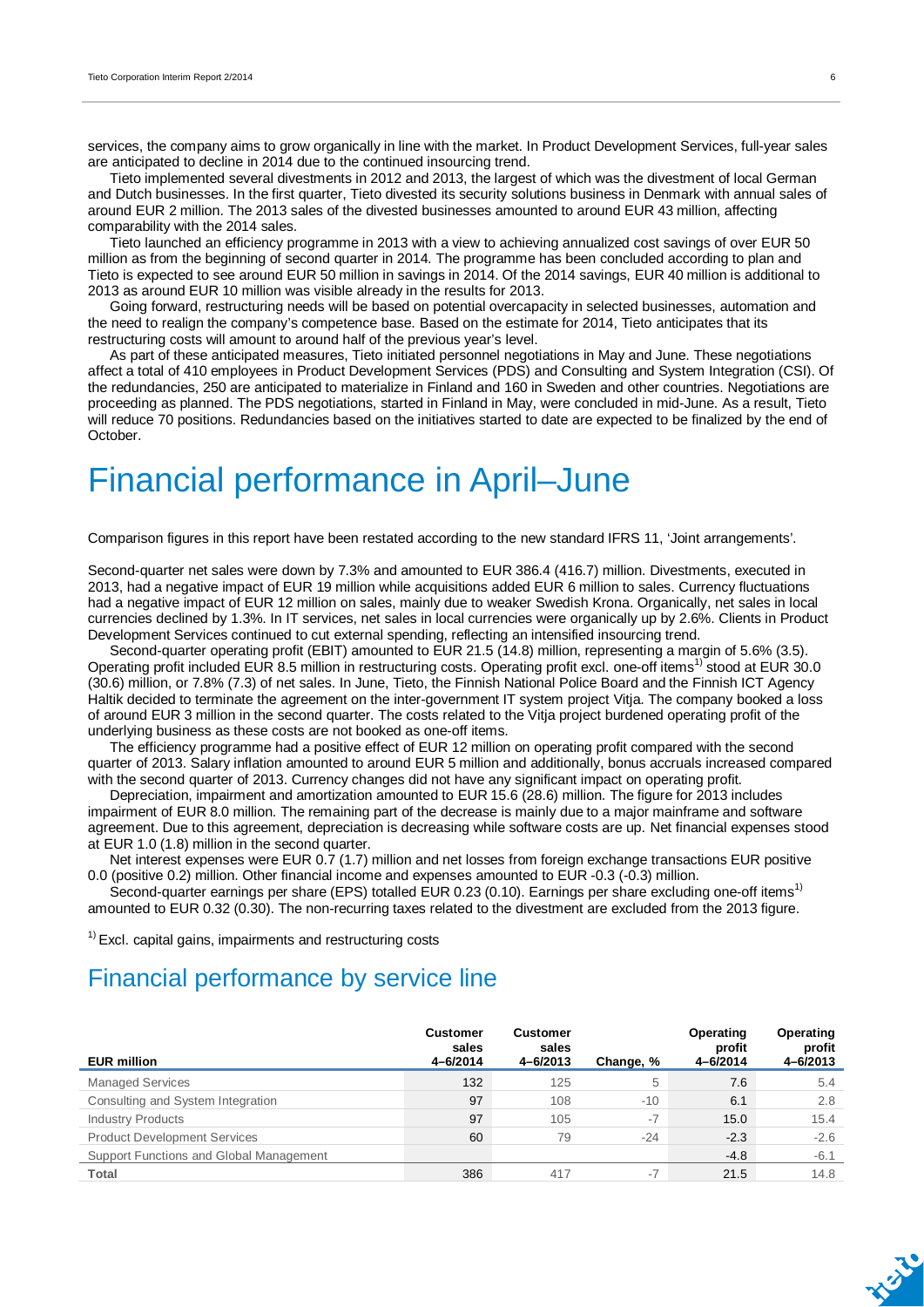services, the company aims to grow organically in line with the market. In Product Development Services, full-year sales are anticipated to decline in 2014 due to the continued insourcing trend.

Tieto implemented several divestments in 2012 and 2013, the largest of which was the divestment of local German and Dutch businesses. In the first quarter, Tieto divested its security solutions business in Denmark with annual sales of around EUR 2 million. The 2013 sales of the divested businesses amounted to around EUR 43 million, affecting comparability with the 2014 sales.

Tieto launched an efficiency programme in 2013 with a view to achieving annualized cost savings of over EUR 50 million as from the beginning of second quarter in 2014. The programme has been concluded according to plan and Tieto is expected to see around EUR 50 million in savings in 2014. Of the 2014 savings, EUR 40 million is additional to 2013 as around EUR 10 million was visible already in the results for 2013.

Going forward, restructuring needs will be based on potential overcapacity in selected businesses, automation and the need to realign the company's competence base. Based on the estimate for 2014, Tieto anticipates that its restructuring costs will amount to around half of the previous year's level.

As part of these anticipated measures, Tieto initiated personnel negotiations in May and June. These negotiations affect a total of 410 employees in Product Development Services (PDS) and Consulting and System Integration (CSI). Of the redundancies, 250 are anticipated to materialize in Finland and 160 in Sweden and other countries. Negotiations are proceeding as planned. The PDS negotiations, started in Finland in May, were concluded in mid-June. As a result, Tieto will reduce 70 positions. Redundancies based on the initiatives started to date are expected to be finalized by the end of October.

# Financial performance in April–June

Comparison figures in this report have been restated according to the new standard IFRS 11, 'Joint arrangements'.

Second-quarter net sales were down by 7.3% and amounted to EUR 386.4 (416.7) million. Divestments, executed in 2013, had a negative impact of EUR 19 million while acquisitions added EUR 6 million to sales. Currency fluctuations had a negative impact of EUR 12 million on sales, mainly due to weaker Swedish Krona. Organically, net sales in local currencies declined by 1.3%. In IT services, net sales in local currencies were organically up by 2.6%. Clients in Product Development Services continued to cut external spending, reflecting an intensified insourcing trend.

Second-quarter operating profit (EBIT) amounted to EUR 21.5 (14.8) million, representing a margin of 5.6% (3.5). Operating profit included EUR 8.5 million in restructuring costs. Operating profit excl. one-off items[1] stood at EUR 30.0 (30.6) million, or 7.8% (7.3) of net sales. In June, Tieto, the Finnish National Police Board and the Finnish ICT Agency Haltik decided to terminate the agreement on the inter-government IT system project Vitja. The company booked a loss of around EUR 3 million in the second quarter. The costs related to the Vitja project burdened operating profit of the underlying business as these costs are not booked as one-off items.

The efficiency programme had a positive effect of EUR 12 million on operating profit compared with the second quarter of 2013. Salary inflation amounted to around EUR 5 million and additionally, bonus accruals increased compared with the second quarter of 2013. Currency changes did not have any significant impact on operating profit.

Depreciation, impairment and amortization amounted to EUR 15.6 (28.6) million. The figure for 2013 includes impairment of EUR 8.0 million. The remaining part of the decrease is mainly due to a major mainframe and software agreement. Due to this agreement, depreciation is decreasing while software costs are up. Net financial expenses stood at EUR 1.0 (1.8) million in the second quarter.

Net interest expenses were EUR 0.7 (1.7) million and net losses from foreign exchange transactions EUR positive 0.0 (positive 0.2) million. Other financial income and expenses amounted to EUR -0.3 (-0.3) million.

Second-quarter earnings per share (EPS) totalled EUR 0.23 (0.10). Earnings per share excluding one-off items[1] amounted to EUR 0.32 (0.30). The non-recurring taxes related to the divestment are excluded from the 2013 figure.

[1] Excl. capital gains, impairments and restructuring costs

## Financial performance by service line

| EUR million | Customer sales 4–6/2014 | Customer sales 4–6/2013 | Change, % | Operating profit 4–6/2014 | Operating profit 4–6/2013 |
|---|---|---|---|---|---|
| Managed Services | 132 | 125 | 5 | 7.6 | 5.4 |
| Consulting and System Integration | 97 | 108 | -10 | 6.1 | 2.8 |
| Industry Products | 97 | 105 | -7 | 15.0 | 15.4 |
| Product Development Services | 60 | 79 | -24 | -2.3 | -2.6 |
| Support Functions and Global Management | | | | -4.8 | -6.1 |
| Total | 386 | 417 | -7 | 21.5 | 14.8 |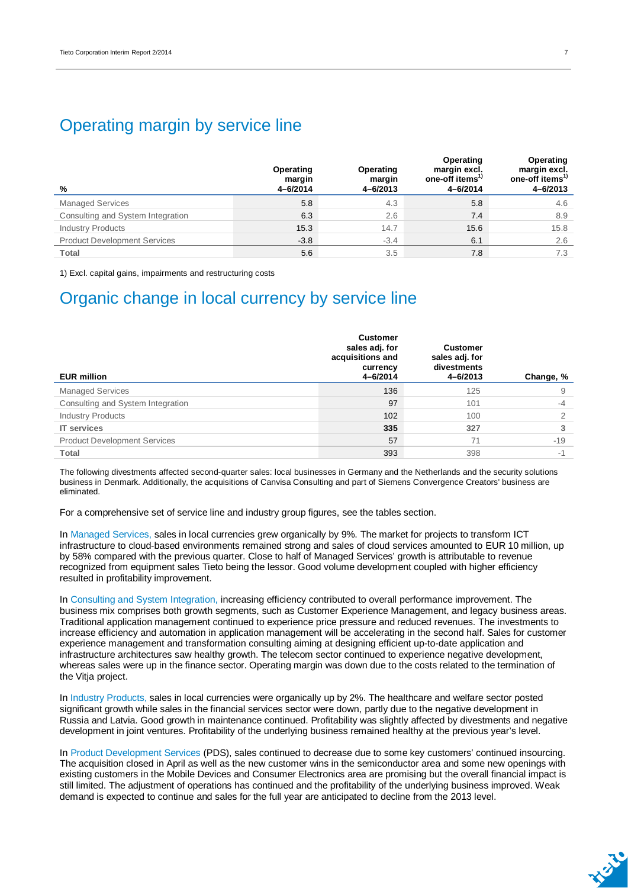# Operating margin by service line

| % | Operating margin 4–6/2014 | Operating margin 4–6/2013 | Operating margin excl. one-off items[1] 4–6/2014 | Operating margin excl. one-off items[1] 4–6/2013 |
|---|---|---|---|---|
| Managed Services | 5.8 | 4.3 | 5.8 | 4.6 |
| Consulting and System Integration | 6.3 | 2.6 | 7.4 | 8.9 |
| Industry Products | 15.3 | 14.7 | 15.6 | 15.8 |
| Product Development Services | -3.8 | -3.4 | 6.1 | 2.6 |
| Total | 5.6 | 3.5 | 7.8 | 7.3 |

1) Excl. capital gains, impairments and restructuring costs

# Organic change in local currency by service line

| EUR million | Customer sales adj. for acquisitions and currency 4–6/2014 | Customer sales adj. for divestments 4–6/2013 | Change, % |
|---|---|---|---|
| Managed Services | 136 | 125 | 9 |
| Consulting and System Integration | 97 | 101 | -4 |
| Industry Products | 102 | 100 | 2 |
| **IT services** | **335** | **327** | **3** |
| Product Development Services | 57 | 71 | -19 |
| Total | 393 | 398 | -1 |

The following divestments affected second-quarter sales: local businesses in Germany and the Netherlands and the security solutions business in Denmark. Additionally, the acquisitions of Canvisa Consulting and part of Siemens Convergence Creators' business are eliminated.

For a comprehensive set of service line and industry group figures, see the tables section.

In Managed Services, sales in local currencies grew organically by 9%. The market for projects to transform ICT infrastructure to cloud-based environments remained strong and sales of cloud services amounted to EUR 10 million, up by 58% compared with the previous quarter. Close to half of Managed Services' growth is attributable to revenue recognized from equipment sales Tieto being the lessor. Good volume development coupled with higher efficiency resulted in profitability improvement.

In Consulting and System Integration, increasing efficiency contributed to overall performance improvement. The business mix comprises both growth segments, such as Customer Experience Management, and legacy business areas. Traditional application management continued to experience price pressure and reduced revenues. The investments to increase efficiency and automation in application management will be accelerating in the second half. Sales for customer experience management and transformation consulting aiming at designing efficient up-to-date application and infrastructure architectures saw healthy growth. The telecom sector continued to experience negative development, whereas sales were up in the finance sector. Operating margin was down due to the costs related to the termination of the Vitja project.

In Industry Products, sales in local currencies were organically up by 2%. The healthcare and welfare sector posted significant growth while sales in the financial services sector were down, partly due to the negative development in Russia and Latvia. Good growth in maintenance continued. Profitability was slightly affected by divestments and negative development in joint ventures. Profitability of the underlying business remained healthy at the previous year's level.

In Product Development Services (PDS), sales continued to decrease due to some key customers' continued insourcing. The acquisition closed in April as well as the new customer wins in the semiconductor area and some new openings with existing customers in the Mobile Devices and Consumer Electronics area are promising but the overall financial impact is still limited. The adjustment of operations has continued and the profitability of the underlying business improved. Weak demand is expected to continue and sales for the full year are anticipated to decline from the 2013 level.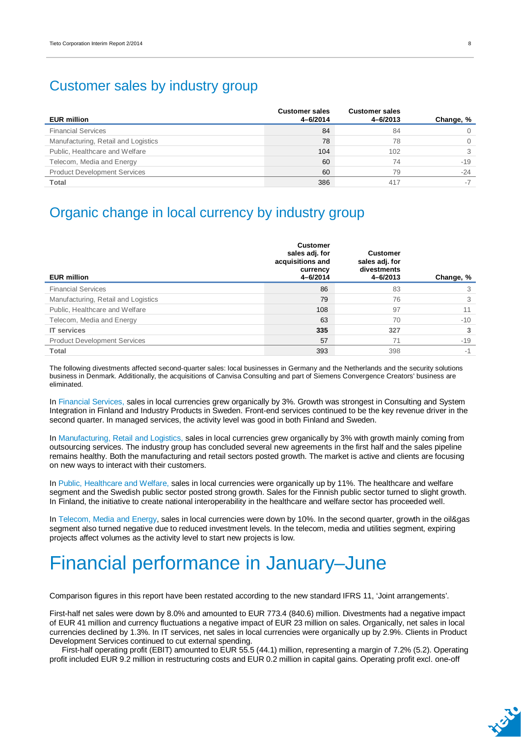## Customer sales by industry group

| EUR million | Customer sales 4–6/2014 | Customer sales 4–6/2013 | Change, % |
|---|---|---|---|
| Financial Services | 84 | 84 | 0 |
| Manufacturing, Retail and Logistics | 78 | 78 | 0 |
| Public, Healthcare and Welfare | 104 | 102 | 3 |
| Telecom, Media and Energy | 60 | 74 | -19 |
| Product Development Services | 60 | 79 | -24 |
| **Total** | 386 | 417 | -7 |

## Organic change in local currency by industry group

| EUR million | Customer sales adj. for acquisitions and currency 4–6/2014 | Customer sales adj. for divestments 4–6/2013 | Change, % |
|---|---|---|---|
| Financial Services | 86 | 83 | 3 |
| Manufacturing, Retail and Logistics | 79 | 76 | 3 |
| Public, Healthcare and Welfare | 108 | 97 | 11 |
| Telecom, Media and Energy | 63 | 70 | -10 |
| **IT services** | **335** | **327** | **3** |
| Product Development Services | 57 | 71 | -19 |
| **Total** | 393 | 398 | -1 |

The following divestments affected second-quarter sales: local businesses in Germany and the Netherlands and the security solutions business in Denmark. Additionally, the acquisitions of Canvisa Consulting and part of Siemens Convergence Creators' business are eliminated.

In Financial Services, sales in local currencies grew organically by 3%. Growth was strongest in Consulting and System Integration in Finland and Industry Products in Sweden. Front-end services continued to be the key revenue driver in the second quarter. In managed services, the activity level was good in both Finland and Sweden.

In Manufacturing, Retail and Logistics, sales in local currencies grew organically by 3% with growth mainly coming from outsourcing services. The industry group has concluded several new agreements in the first half and the sales pipeline remains healthy. Both the manufacturing and retail sectors posted growth. The market is active and clients are focusing on new ways to interact with their customers.

In Public, Healthcare and Welfare, sales in local currencies were organically up by 11%. The healthcare and welfare segment and the Swedish public sector posted strong growth. Sales for the Finnish public sector turned to slight growth. In Finland, the initiative to create national interoperability in the healthcare and welfare sector has proceeded well.

In Telecom, Media and Energy, sales in local currencies were down by 10%. In the second quarter, growth in the oil&gas segment also turned negative due to reduced investment levels. In the telecom, media and utilities segment, expiring projects affect volumes as the activity level to start new projects is low.

# Financial performance in January–June

Comparison figures in this report have been restated according to the new standard IFRS 11, 'Joint arrangements'.

First-half net sales were down by 8.0% and amounted to EUR 773.4 (840.6) million. Divestments had a negative impact of EUR 41 million and currency fluctuations a negative impact of EUR 23 million on sales. Organically, net sales in local currencies declined by 1.3%. In IT services, net sales in local currencies were organically up by 2.9%. Clients in Product Development Services continued to cut external spending.

First-half operating profit (EBIT) amounted to EUR 55.5 (44.1) million, representing a margin of 7.2% (5.2). Operating profit included EUR 9.2 million in restructuring costs and EUR 0.2 million in capital gains. Operating profit excl. one-off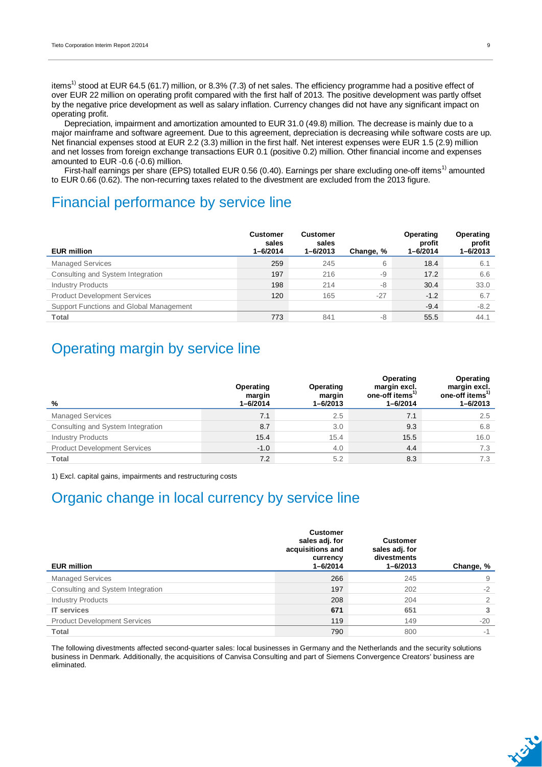items[1] stood at EUR 64.5 (61.7) million, or 8.3% (7.3) of net sales. The efficiency programme had a positive effect of over EUR 22 million on operating profit compared with the first half of 2013. The positive development was partly offset by the negative price development as well as salary inflation. Currency changes did not have any significant impact on operating profit.

Depreciation, impairment and amortization amounted to EUR 31.0 (49.8) million. The decrease is mainly due to a major mainframe and software agreement. Due to this agreement, depreciation is decreasing while software costs are up. Net financial expenses stood at EUR 2.2 (3.3) million in the first half. Net interest expenses were EUR 1.5 (2.9) million and net losses from foreign exchange transactions EUR 0.1 (positive 0.2) million. Other financial income and expenses amounted to EUR -0.6 (-0.6) million.

First-half earnings per share (EPS) totalled EUR 0.56 (0.40). Earnings per share excluding one-off items[1] amounted to EUR 0.66 (0.62). The non-recurring taxes related to the divestment are excluded from the 2013 figure.

## Financial performance by service line

| EUR million | Customer sales 1–6/2014 | Customer sales 1–6/2013 | Change, % | Operating profit 1–6/2014 | Operating profit 1–6/2013 |
|---|---|---|---|---|---|
| Managed Services | 259 | 245 | 6 | 18.4 | 6.1 |
| Consulting and System Integration | 197 | 216 | -9 | 17.2 | 6.6 |
| Industry Products | 198 | 214 | -8 | 30.4 | 33.0 |
| Product Development Services | 120 | 165 | -27 | -1.2 | 6.7 |
| Support Functions and Global Management | | | | -9.4 | -8.2 |
| **Total** | 773 | 841 | -8 | 55.5 | 44.1 |

## Operating margin by service line

| % | Operating margin 1–6/2014 | Operating margin 1–6/2013 | Operating margin excl. one-off items[1] 1–6/2014 | Operating margin excl. one-off items[1] 1–6/2013 |
|---|---|---|---|---|
| Managed Services | 7.1 | 2.5 | 7.1 | 2.5 |
| Consulting and System Integration | 8.7 | 3.0 | 9.3 | 6.8 |
| Industry Products | 15.4 | 15.4 | 15.5 | 16.0 |
| Product Development Services | -1.0 | 4.0 | 4.4 | 7.3 |
| **Total** | 7.2 | 5.2 | 8.3 | 7.3 |

1) Excl. capital gains, impairments and restructuring costs

## Organic change in local currency by service line

| EUR million | Customer sales adj. for acquisitions and currency 1–6/2014 | Customer sales adj. for divestments 1–6/2013 | Change, % |
|---|---|---|---|
| Managed Services | 266 | 245 | 9 |
| Consulting and System Integration | 197 | 202 | -2 |
| Industry Products | 208 | 204 | 2 |
| **IT services** | **671** | **651** | **3** |
| Product Development Services | 119 | 149 | -20 |
| **Total** | 790 | 800 | -1 |

The following divestments affected second-quarter sales: local businesses in Germany and the Netherlands and the security solutions business in Denmark. Additionally, the acquisitions of Canvisa Consulting and part of Siemens Convergence Creators' business are eliminated.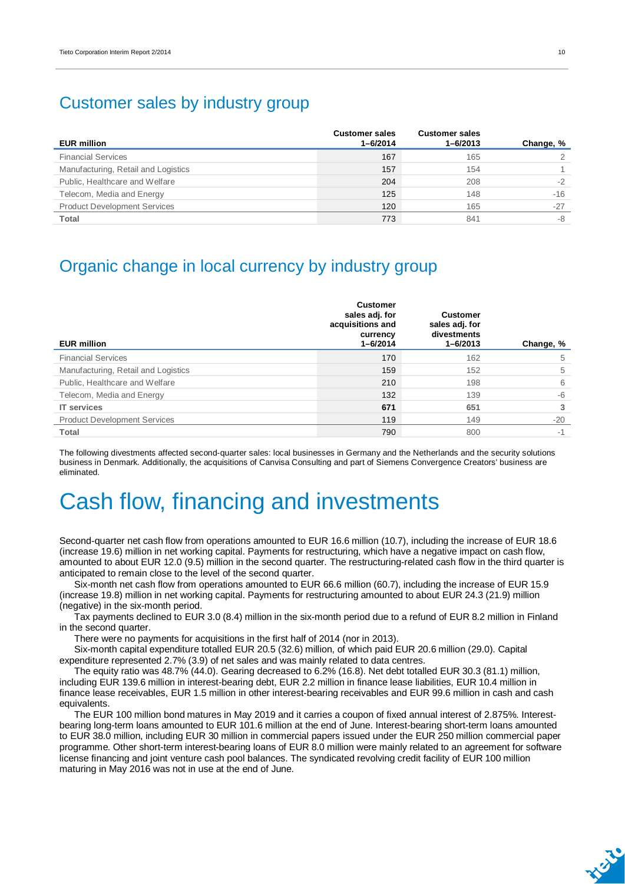## Customer sales by industry group

| EUR million | Customer sales 1–6/2014 | Customer sales 1–6/2013 | Change, % |
|---|---|---|---|
| Financial Services | 167 | 165 | 2 |
| Manufacturing, Retail and Logistics | 157 | 154 | 1 |
| Public, Healthcare and Welfare | 204 | 208 | -2 |
| Telecom, Media and Energy | 125 | 148 | -16 |
| Product Development Services | 120 | 165 | -27 |
| **Total** | 773 | 841 | -8 |

## Organic change in local currency by industry group

| EUR million | Customer sales adj. for acquisitions and currency 1–6/2014 | Customer sales adj. for divestments 1–6/2013 | Change, % |
|---|---|---|---|
| Financial Services | 170 | 162 | 5 |
| Manufacturing, Retail and Logistics | 159 | 152 | 5 |
| Public, Healthcare and Welfare | 210 | 198 | 6 |
| Telecom, Media and Energy | 132 | 139 | -6 |
| **IT services** | **671** | **651** | **3** |
| Product Development Services | 119 | 149 | -20 |
| **Total** | 790 | 800 | -1 |

The following divestments affected second-quarter sales: local businesses in Germany and the Netherlands and the security solutions business in Denmark. Additionally, the acquisitions of Canvisa Consulting and part of Siemens Convergence Creators' business are eliminated.

# Cash flow, financing and investments

Second-quarter net cash flow from operations amounted to EUR 16.6 million (10.7), including the increase of EUR 18.6 (increase 19.6) million in net working capital. Payments for restructuring, which have a negative impact on cash flow, amounted to about EUR 12.0 (9.5) million in the second quarter. The restructuring-related cash flow in the third quarter is anticipated to remain close to the level of the second quarter.

Six-month net cash flow from operations amounted to EUR 66.6 million (60.7), including the increase of EUR 15.9 (increase 19.8) million in net working capital. Payments for restructuring amounted to about EUR 24.3 (21.9) million (negative) in the six-month period.

Tax payments declined to EUR 3.0 (8.4) million in the six-month period due to a refund of EUR 8.2 million in Finland in the second quarter.

There were no payments for acquisitions in the first half of 2014 (nor in 2013).

Six-month capital expenditure totalled EUR 20.5 (32.6) million, of which paid EUR 20.6 million (29.0). Capital expenditure represented 2.7% (3.9) of net sales and was mainly related to data centres.

The equity ratio was 48.7% (44.0). Gearing decreased to 6.2% (16.8). Net debt totalled EUR 30.3 (81.1) million, including EUR 139.6 million in interest-bearing debt, EUR 2.2 million in finance lease liabilities, EUR 10.4 million in finance lease receivables, EUR 1.5 million in other interest-bearing receivables and EUR 99.6 million in cash and cash equivalents.

The EUR 100 million bond matures in May 2019 and it carries a coupon of fixed annual interest of 2.875%. Interest-bearing long-term loans amounted to EUR 101.6 million at the end of June. Interest-bearing short-term loans amounted to EUR 38.0 million, including EUR 30 million in commercial papers issued under the EUR 250 million commercial paper programme. Other short-term interest-bearing loans of EUR 8.0 million were mainly related to an agreement for software license financing and joint venture cash pool balances. The syndicated revolving credit facility of EUR 100 million maturing in May 2016 was not in use at the end of June.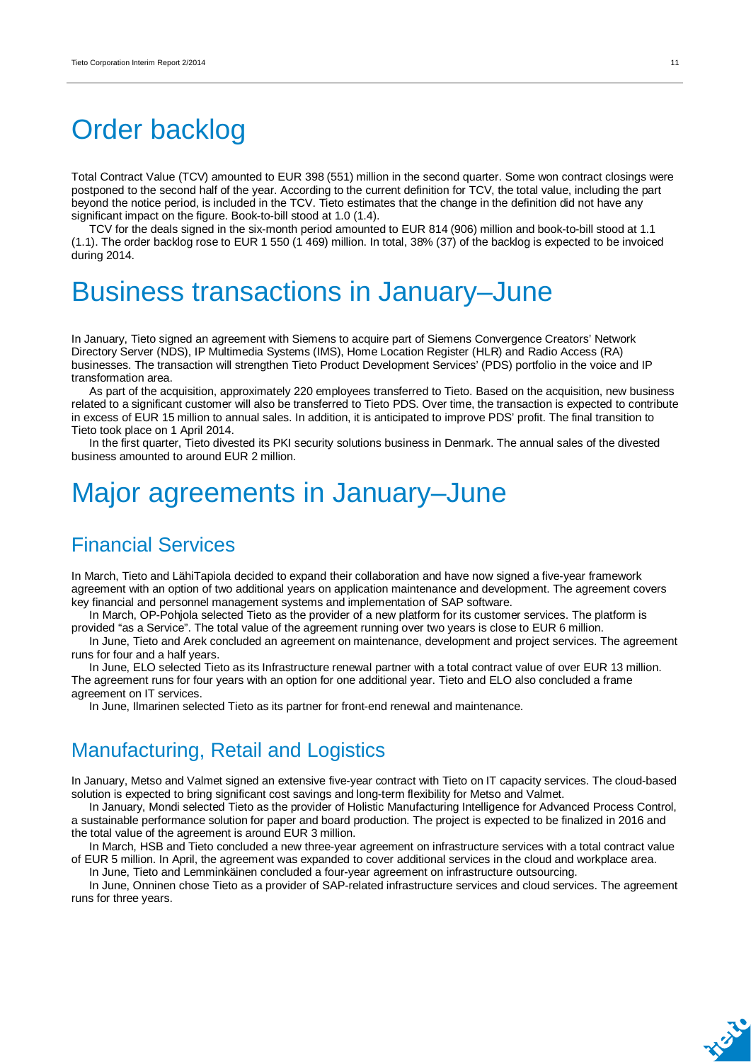# Order backlog

Total Contract Value (TCV) amounted to EUR 398 (551) million in the second quarter. Some won contract closings were postponed to the second half of the year. According to the current definition for TCV, the total value, including the part beyond the notice period, is included in the TCV. Tieto estimates that the change in the definition did not have any significant impact on the figure. Book-to-bill stood at 1.0 (1.4).

TCV for the deals signed in the six-month period amounted to EUR 814 (906) million and book-to-bill stood at 1.1 (1.1). The order backlog rose to EUR 1 550 (1 469) million. In total, 38% (37) of the backlog is expected to be invoiced during 2014.

# Business transactions in January–June

In January, Tieto signed an agreement with Siemens to acquire part of Siemens Convergence Creators' Network Directory Server (NDS), IP Multimedia Systems (IMS), Home Location Register (HLR) and Radio Access (RA) businesses. The transaction will strengthen Tieto Product Development Services' (PDS) portfolio in the voice and IP transformation area.

As part of the acquisition, approximately 220 employees transferred to Tieto. Based on the acquisition, new business related to a significant customer will also be transferred to Tieto PDS. Over time, the transaction is expected to contribute in excess of EUR 15 million to annual sales. In addition, it is anticipated to improve PDS' profit. The final transition to Tieto took place on 1 April 2014.

In the first quarter, Tieto divested its PKI security solutions business in Denmark. The annual sales of the divested business amounted to around EUR 2 million.

# Major agreements in January–June

## Financial Services

In March, Tieto and LähiTapiola decided to expand their collaboration and have now signed a five-year framework agreement with an option of two additional years on application maintenance and development. The agreement covers key financial and personnel management systems and implementation of SAP software.

In March, OP-Pohjola selected Tieto as the provider of a new platform for its customer services. The platform is provided "as a Service". The total value of the agreement running over two years is close to EUR 6 million.

In June, Tieto and Arek concluded an agreement on maintenance, development and project services. The agreement runs for four and a half years.

In June, ELO selected Tieto as its Infrastructure renewal partner with a total contract value of over EUR 13 million. The agreement runs for four years with an option for one additional year. Tieto and ELO also concluded a frame agreement on IT services.

In June, Ilmarinen selected Tieto as its partner for front-end renewal and maintenance.

## Manufacturing, Retail and Logistics

In January, Metso and Valmet signed an extensive five-year contract with Tieto on IT capacity services. The cloud-based solution is expected to bring significant cost savings and long-term flexibility for Metso and Valmet.

In January, Mondi selected Tieto as the provider of Holistic Manufacturing Intelligence for Advanced Process Control, a sustainable performance solution for paper and board production. The project is expected to be finalized in 2016 and the total value of the agreement is around EUR 3 million.

In March, HSB and Tieto concluded a new three-year agreement on infrastructure services with a total contract value of EUR 5 million. In April, the agreement was expanded to cover additional services in the cloud and workplace area.

In June, Tieto and Lemminkäinen concluded a four-year agreement on infrastructure outsourcing.

In June, Onninen chose Tieto as a provider of SAP-related infrastructure services and cloud services. The agreement runs for three years.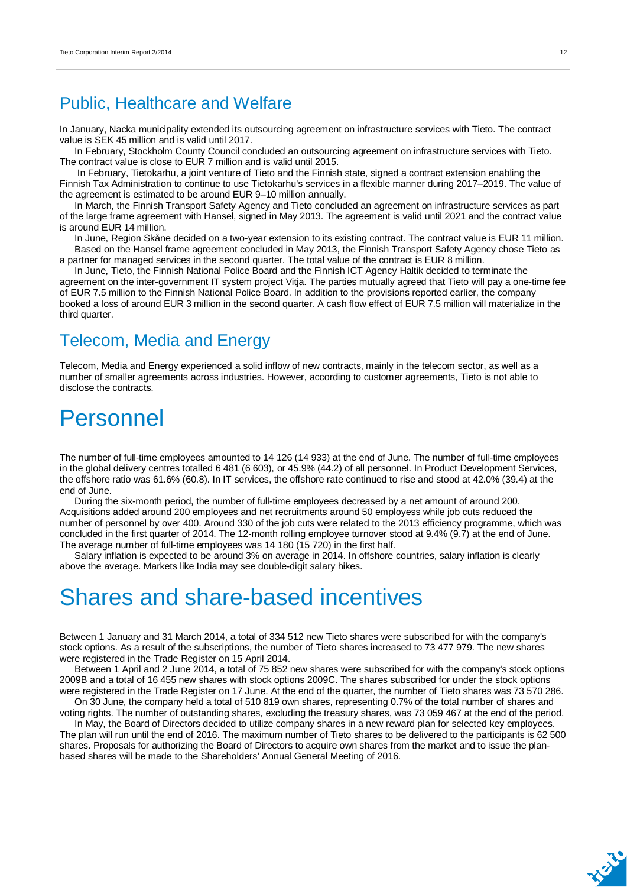## Public, Healthcare and Welfare

In January, Nacka municipality extended its outsourcing agreement on infrastructure services with Tieto. The contract value is SEK 45 million and is valid until 2017.

In February, Stockholm County Council concluded an outsourcing agreement on infrastructure services with Tieto. The contract value is close to EUR 7 million and is valid until 2015.

In February, Tietokarhu, a joint venture of Tieto and the Finnish state, signed a contract extension enabling the Finnish Tax Administration to continue to use Tietokarhu's services in a flexible manner during 2017–2019. The value of the agreement is estimated to be around EUR 9–10 million annually.

In March, the Finnish Transport Safety Agency and Tieto concluded an agreement on infrastructure services as part of the large frame agreement with Hansel, signed in May 2013. The agreement is valid until 2021 and the contract value is around EUR 14 million.

In June, Region Skåne decided on a two-year extension to its existing contract. The contract value is EUR 11 million.

Based on the Hansel frame agreement concluded in May 2013, the Finnish Transport Safety Agency chose Tieto as a partner for managed services in the second quarter. The total value of the contract is EUR 8 million.

In June, Tieto, the Finnish National Police Board and the Finnish ICT Agency Haltik decided to terminate the agreement on the inter-government IT system project Vitja. The parties mutually agreed that Tieto will pay a one-time fee of EUR 7.5 million to the Finnish National Police Board. In addition to the provisions reported earlier, the company booked a loss of around EUR 3 million in the second quarter. A cash flow effect of EUR 7.5 million will materialize in the third quarter.

## Telecom, Media and Energy

Telecom, Media and Energy experienced a solid inflow of new contracts, mainly in the telecom sector, as well as a number of smaller agreements across industries. However, according to customer agreements, Tieto is not able to disclose the contracts.

# Personnel

The number of full-time employees amounted to 14 126 (14 933) at the end of June. The number of full-time employees in the global delivery centres totalled 6 481 (6 603), or 45.9% (44.2) of all personnel. In Product Development Services, the offshore ratio was 61.6% (60.8). In IT services, the offshore rate continued to rise and stood at 42.0% (39.4) at the end of June.

During the six-month period, the number of full-time employees decreased by a net amount of around 200. Acquisitions added around 200 employees and net recruitments around 50 employess while job cuts reduced the number of personnel by over 400. Around 330 of the job cuts were related to the 2013 efficiency programme, which was concluded in the first quarter of 2014. The 12-month rolling employee turnover stood at 9.4% (9.7) at the end of June. The average number of full-time employees was 14 180 (15 720) in the first half.

Salary inflation is expected to be around 3% on average in 2014. In offshore countries, salary inflation is clearly above the average. Markets like India may see double-digit salary hikes.

# Shares and share-based incentives

Between 1 January and 31 March 2014, a total of 334 512 new Tieto shares were subscribed for with the company's stock options. As a result of the subscriptions, the number of Tieto shares increased to 73 477 979. The new shares were registered in the Trade Register on 15 April 2014.

Between 1 April and 2 June 2014, a total of 75 852 new shares were subscribed for with the company's stock options 2009B and a total of 16 455 new shares with stock options 2009C. The shares subscribed for under the stock options were registered in the Trade Register on 17 June. At the end of the quarter, the number of Tieto shares was 73 570 286.

On 30 June, the company held a total of 510 819 own shares, representing 0.7% of the total number of shares and voting rights. The number of outstanding shares, excluding the treasury shares, was 73 059 467 at the end of the period.

In May, the Board of Directors decided to utilize company shares in a new reward plan for selected key employees. The plan will run until the end of 2016. The maximum number of Tieto shares to be delivered to the participants is 62 500 shares. Proposals for authorizing the Board of Directors to acquire own shares from the market and to issue the plan-based shares will be made to the Shareholders' Annual General Meeting of 2016.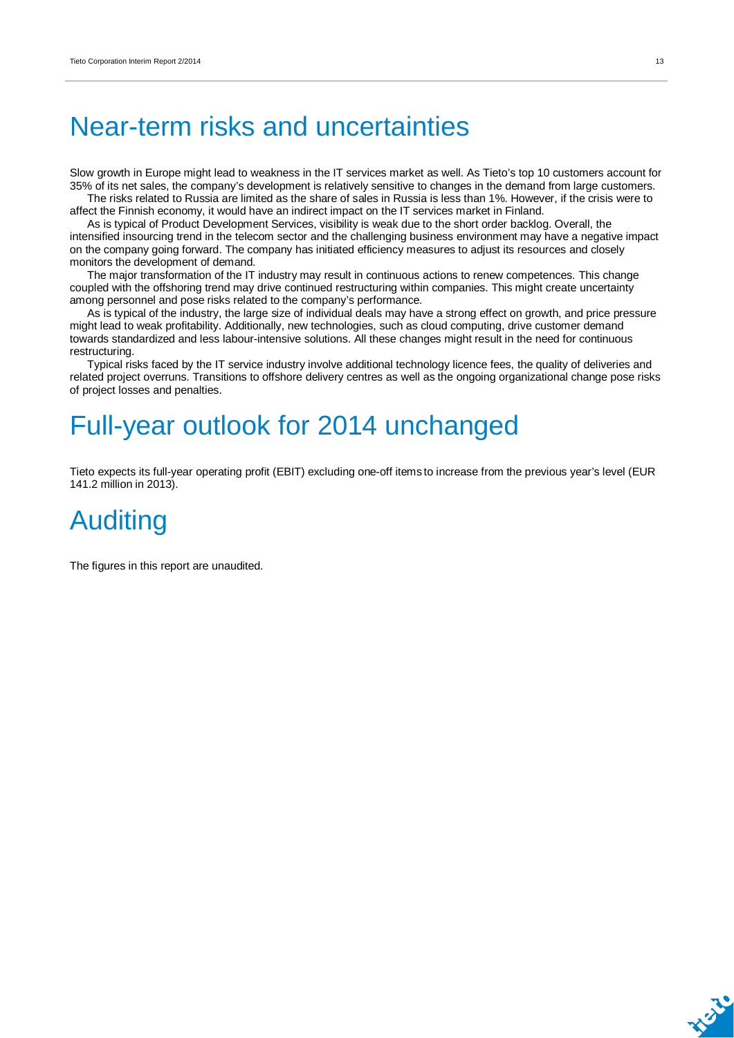# Near-term risks and uncertainties

Slow growth in Europe might lead to weakness in the IT services market as well. As Tieto's top 10 customers account for 35% of its net sales, the company's development is relatively sensitive to changes in the demand from large customers.

The risks related to Russia are limited as the share of sales in Russia is less than 1%. However, if the crisis were to affect the Finnish economy, it would have an indirect impact on the IT services market in Finland.

As is typical of Product Development Services, visibility is weak due to the short order backlog. Overall, the intensified insourcing trend in the telecom sector and the challenging business environment may have a negative impact on the company going forward. The company has initiated efficiency measures to adjust its resources and closely monitors the development of demand.

The major transformation of the IT industry may result in continuous actions to renew competences. This change coupled with the offshoring trend may drive continued restructuring within companies. This might create uncertainty among personnel and pose risks related to the company's performance.

As is typical of the industry, the large size of individual deals may have a strong effect on growth, and price pressure might lead to weak profitability. Additionally, new technologies, such as cloud computing, drive customer demand towards standardized and less labour-intensive solutions. All these changes might result in the need for continuous restructuring.

Typical risks faced by the IT service industry involve additional technology licence fees, the quality of deliveries and related project overruns. Transitions to offshore delivery centres as well as the ongoing organizational change pose risks of project losses and penalties.

# Full-year outlook for 2014 unchanged

Tieto expects its full-year operating profit (EBIT) excluding one-off items to increase from the previous year's level (EUR 141.2 million in 2013).

# Auditing

The figures in this report are unaudited.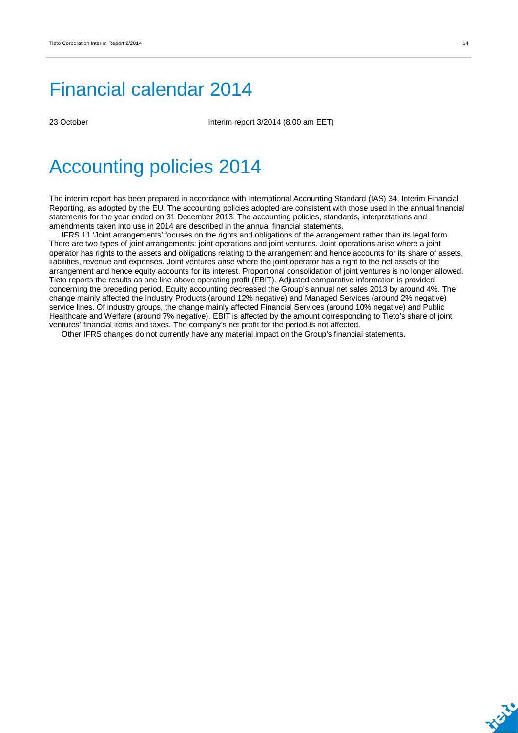# Financial calendar 2014

23 October Interim report 3/2014 (8.00 am EET)

# Accounting policies 2014

The interim report has been prepared in accordance with International Accounting Standard (IAS) 34, Interim Financial Reporting, as adopted by the EU. The accounting policies adopted are consistent with those used in the annual financial statements for the year ended on 31 December 2013. The accounting policies, standards, interpretations and amendments taken into use in 2014 are described in the annual financial statements.

IFRS 11 'Joint arrangements' focuses on the rights and obligations of the arrangement rather than its legal form. There are two types of joint arrangements: joint operations and joint ventures. Joint operations arise where a joint operator has rights to the assets and obligations relating to the arrangement and hence accounts for its share of assets, liabilities, revenue and expenses. Joint ventures arise where the joint operator has a right to the net assets of the arrangement and hence equity accounts for its interest. Proportional consolidation of joint ventures is no longer allowed. Tieto reports the results as one line above operating profit (EBIT). Adjusted comparative information is provided concerning the preceding period. Equity accounting decreased the Group's annual net sales 2013 by around 4%. The change mainly affected the Industry Products (around 12% negative) and Managed Services (around 2% negative) service lines. Of industry groups, the change mainly affected Financial Services (around 10% negative) and Public Healthcare and Welfare (around 7% negative). EBIT is affected by the amount corresponding to Tieto's share of joint ventures' financial items and taxes. The company's net profit for the period is not affected.

Other IFRS changes do not currently have any material impact on the Group's financial statements.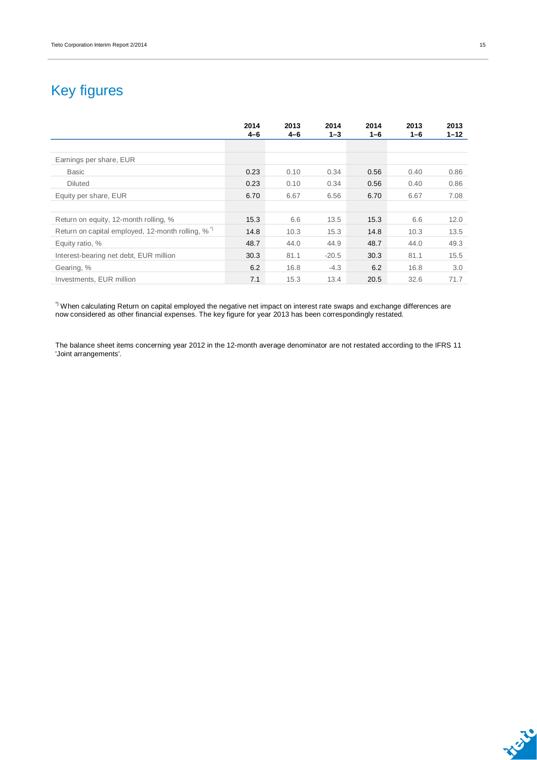# Key figures

| | 2014 4–6 | 2013 4–6 | 2014 1–3 | 2014 1–6 | 2013 1–6 | 2013 1–12 |
|---|---|---|---|---|---|---|
| | | | | | | |
| Earnings per share, EUR | | | | | | |
| Basic | 0.23 | 0.10 | 0.34 | 0.56 | 0.40 | 0.86 |
| Diluted | 0.23 | 0.10 | 0.34 | 0.56 | 0.40 | 0.86 |
| Equity per share, EUR | 6.70 | 6.67 | 6.56 | 6.70 | 6.67 | 7.08 |
| | | | | | | |
| Return on equity, 12-month rolling, % | 15.3 | 6.6 | 13.5 | 15.3 | 6.6 | 12.0 |
| Return on capital employed, 12-month rolling, % *) | 14.8 | 10.3 | 15.3 | 14.8 | 10.3 | 13.5 |
| Equity ratio, % | 48.7 | 44.0 | 44.9 | 48.7 | 44.0 | 49.3 |
| Interest-bearing net debt, EUR million | 30.3 | 81.1 | -20.5 | 30.3 | 81.1 | 15.5 |
| Gearing, % | 6.2 | 16.8 | -4.3 | 6.2 | 16.8 | 3.0 |
| Investments, EUR million | 7.1 | 15.3 | 13.4 | 20.5 | 32.6 | 71.7 |

*) When calculating Return on capital employed the negative net impact on interest rate swaps and exchange differences are now considered as other financial expenses. The key figure for year 2013 has been correspondingly restated.

The balance sheet items concerning year 2012 in the 12-month average denominator are not restated according to the IFRS 11 'Joint arrangements'.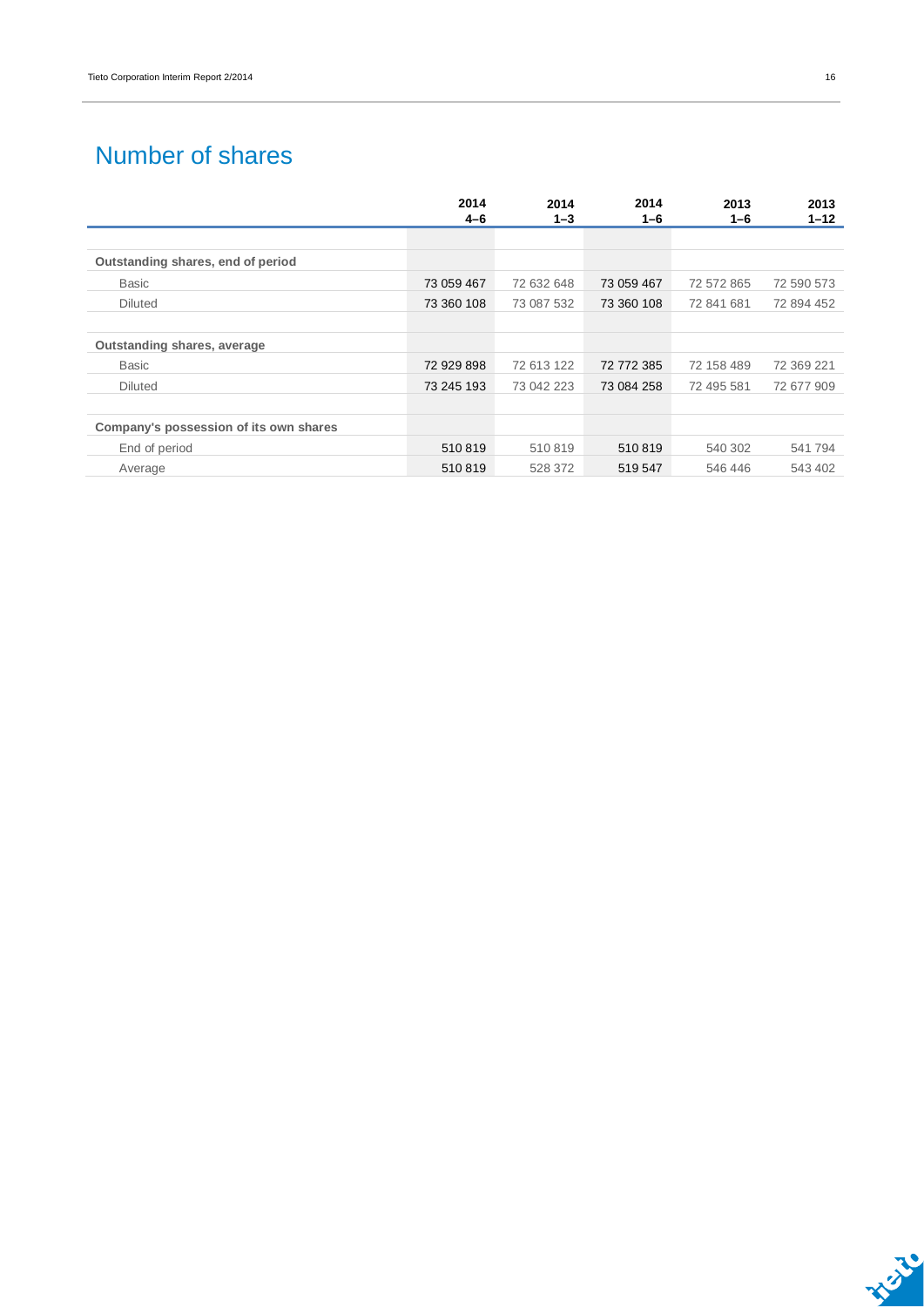# Number of shares

| | 2014 4–6 | 2014 1–3 | 2014 1–6 | 2013 1–6 | 2013 1–12 |
|---|---|---|---|---|---|
| **Outstanding shares, end of period** | | | | | |
| Basic | 73 059 467 | 72 632 648 | 73 059 467 | 72 572 865 | 72 590 573 |
| Diluted | 73 360 108 | 73 087 532 | 73 360 108 | 72 841 681 | 72 894 452 |
| **Outstanding shares, average** | | | | | |
| Basic | 72 929 898 | 72 613 122 | 72 772 385 | 72 158 489 | 72 369 221 |
| Diluted | 73 245 193 | 73 042 223 | 73 084 258 | 72 495 581 | 72 677 909 |
| **Company's possession of its own shares** | | | | | |
| End of period | 510 819 | 510 819 | 510 819 | 540 302 | 541 794 |
| Average | 510 819 | 528 372 | 519 547 | 546 446 | 543 402 |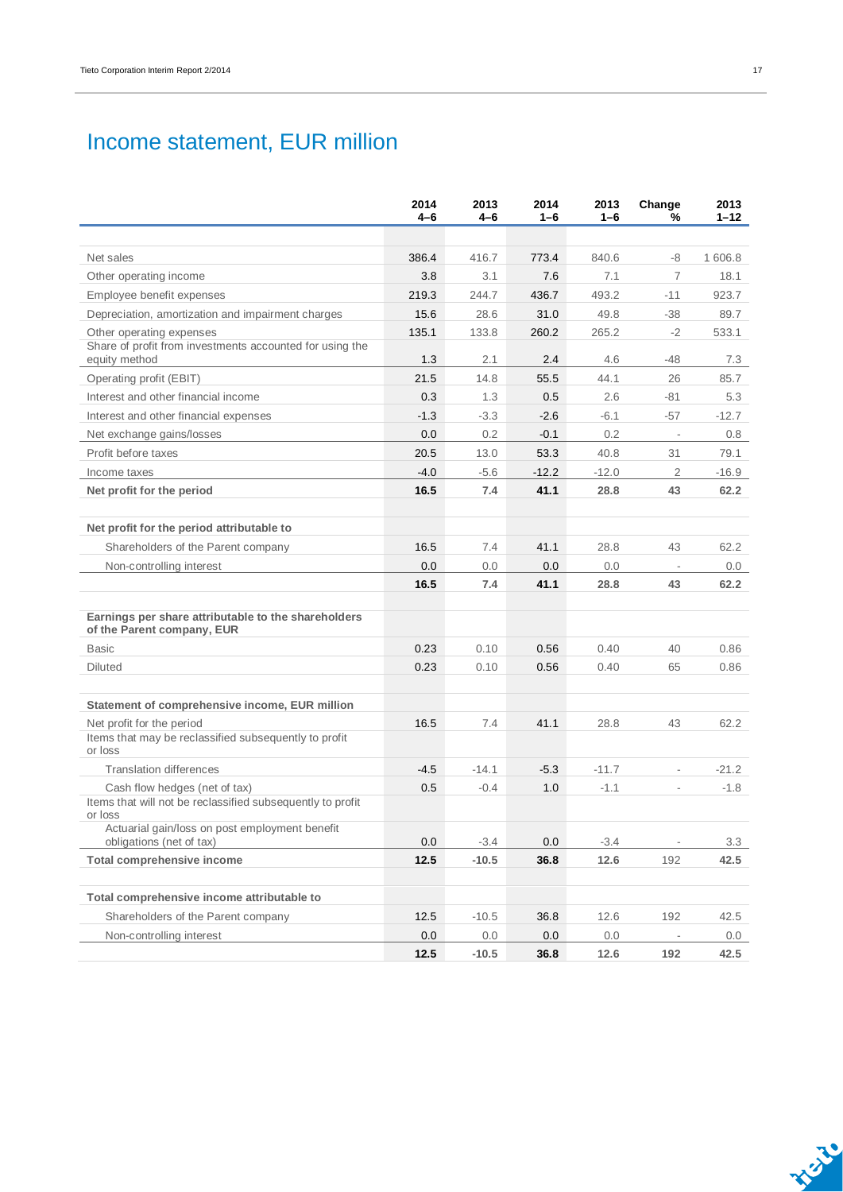# Income statement, EUR million

| | 2014 4–6 | 2013 4–6 | 2014 1–6 | 2013 1–6 | Change % | 2013 1–12 |
|---|---|---|---|---|---|---|
| | | | | | | |
| Net sales | 386.4 | 416.7 | 773.4 | 840.6 | -8 | 1 606.8 |
| Other operating income | 3.8 | 3.1 | 7.6 | 7.1 | 7 | 18.1 |
| Employee benefit expenses | 219.3 | 244.7 | 436.7 | 493.2 | -11 | 923.7 |
| Depreciation, amortization and impairment charges | 15.6 | 28.6 | 31.0 | 49.8 | -38 | 89.7 |
| Other operating expenses | 135.1 | 133.8 | 260.2 | 265.2 | -2 | 533.1 |
| Share of profit from investments accounted for using the equity method | 1.3 | 2.1 | 2.4 | 4.6 | -48 | 7.3 |
| Operating profit (EBIT) | 21.5 | 14.8 | 55.5 | 44.1 | 26 | 85.7 |
| Interest and other financial income | 0.3 | 1.3 | 0.5 | 2.6 | -81 | 5.3 |
| Interest and other financial expenses | -1.3 | -3.3 | -2.6 | -6.1 | -57 | -12.7 |
| Net exchange gains/losses | 0.0 | 0.2 | -0.1 | 0.2 | - | 0.8 |
| Profit before taxes | 20.5 | 13.0 | 53.3 | 40.8 | 31 | 79.1 |
| Income taxes | -4.0 | -5.6 | -12.2 | -12.0 | 2 | -16.9 |
| **Net profit for the period** | **16.5** | **7.4** | **41.1** | **28.8** | **43** | **62.2** |
| | | | | | | |
| **Net profit for the period attributable to** | | | | | | |
| Shareholders of the Parent company | 16.5 | 7.4 | 41.1 | 28.8 | 43 | 62.2 |
| Non-controlling interest | 0.0 | 0.0 | 0.0 | 0.0 | - | 0.0 |
| | **16.5** | **7.4** | **41.1** | **28.8** | **43** | **62.2** |
| | | | | | | |
| **Earnings per share attributable to the shareholders of the Parent company, EUR** | | | | | | |
| Basic | 0.23 | 0.10 | 0.56 | 0.40 | 40 | 0.86 |
| Diluted | 0.23 | 0.10 | 0.56 | 0.40 | 65 | 0.86 |
| | | | | | | |
| **Statement of comprehensive income, EUR million** | | | | | | |
| Net profit for the period | 16.5 | 7.4 | 41.1 | 28.8 | 43 | 62.2 |
| Items that may be reclassified subsequently to profit or loss | | | | | | |
| Translation differences | -4.5 | -14.1 | -5.3 | -11.7 | - | -21.2 |
| Cash flow hedges (net of tax) | 0.5 | -0.4 | 1.0 | -1.1 | - | -1.8 |
| Items that will not be reclassified subsequently to profit or loss | | | | | | |
| Actuarial gain/loss on post employment benefit obligations (net of tax) | 0.0 | -3.4 | 0.0 | -3.4 | - | 3.3 |
| **Total comprehensive income** | **12.5** | **-10.5** | **36.8** | **12.6** | 192 | **42.5** |
| | | | | | | |
| **Total comprehensive income attributable to** | | | | | | |
| Shareholders of the Parent company | 12.5 | -10.5 | 36.8 | 12.6 | 192 | 42.5 |
| Non-controlling interest | 0.0 | 0.0 | 0.0 | 0.0 | - | 0.0 |
| | **12.5** | **-10.5** | **36.8** | **12.6** | **192** | **42.5** |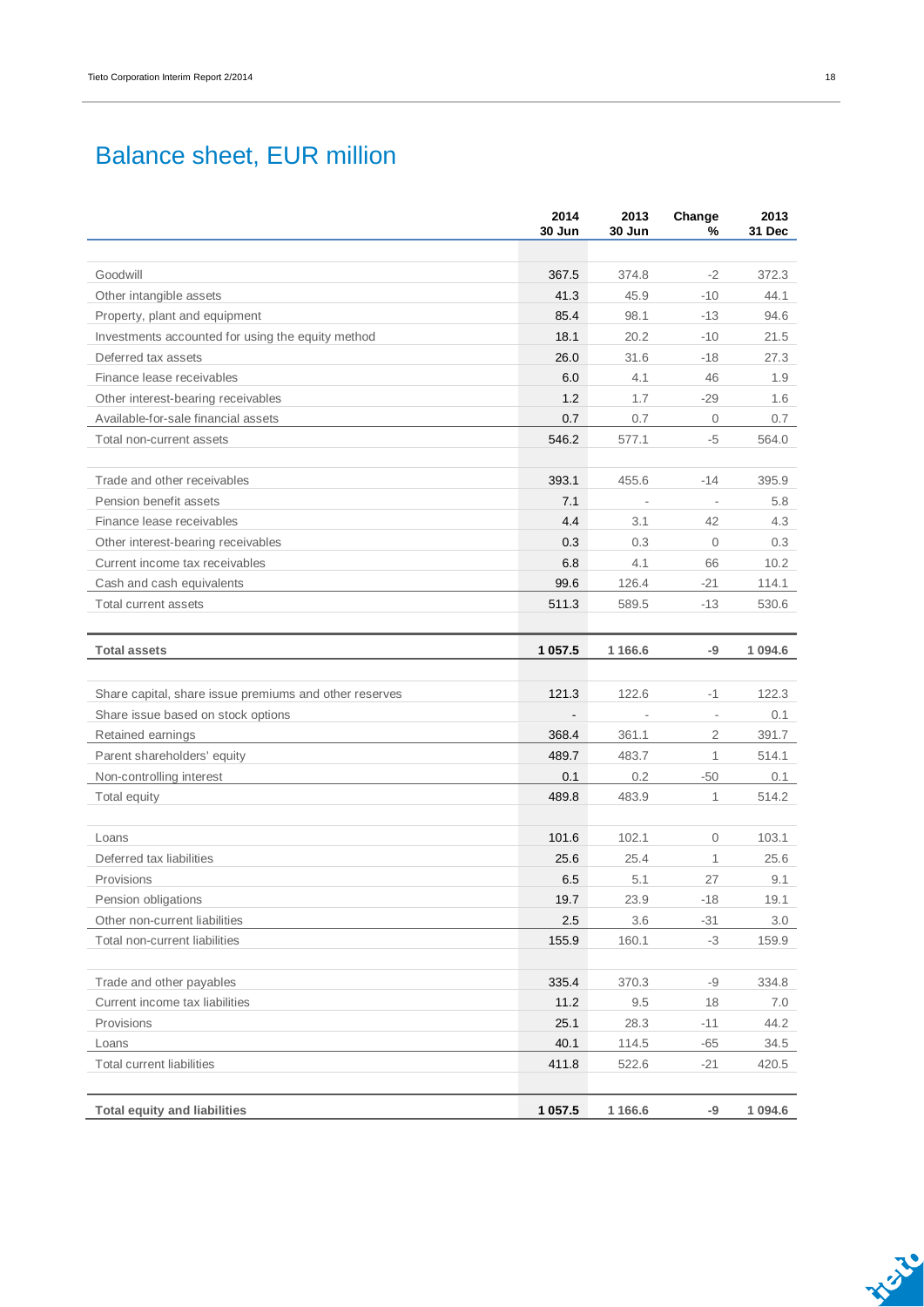# Balance sheet, EUR million

| | 2014 30 Jun | 2013 30 Jun | Change % | 2013 31 Dec |
|---|---|---|---|---|
| Goodwill | 367.5 | 374.8 | -2 | 372.3 |
| Other intangible assets | 41.3 | 45.9 | -10 | 44.1 |
| Property, plant and equipment | 85.4 | 98.1 | -13 | 94.6 |
| Investments accounted for using the equity method | 18.1 | 20.2 | -10 | 21.5 |
| Deferred tax assets | 26.0 | 31.6 | -18 | 27.3 |
| Finance lease receivables | 6.0 | 4.1 | 46 | 1.9 |
| Other interest-bearing receivables | 1.2 | 1.7 | -29 | 1.6 |
| Available-for-sale financial assets | 0.7 | 0.7 | 0 | 0.7 |
| Total non-current assets | 546.2 | 577.1 | -5 | 564.0 |
| | | | | |
| Trade and other receivables | 393.1 | 455.6 | -14 | 395.9 |
| Pension benefit assets | 7.1 | - | - | 5.8 |
| Finance lease receivables | 4.4 | 3.1 | 42 | 4.3 |
| Other interest-bearing receivables | 0.3 | 0.3 | 0 | 0.3 |
| Current income tax receivables | 6.8 | 4.1 | 66 | 10.2 |
| Cash and cash equivalents | 99.6 | 126.4 | -21 | 114.1 |
| Total current assets | 511.3 | 589.5 | -13 | 530.6 |
| | | | | |
| **Total assets** | **1 057.5** | **1 166.6** | **-9** | **1 094.6** |
| | | | | |
| Share capital, share issue premiums and other reserves | 121.3 | 122.6 | -1 | 122.3 |
| Share issue based on stock options | - | - | - | 0.1 |
| Retained earnings | 368.4 | 361.1 | 2 | 391.7 |
| Parent shareholders' equity | 489.7 | 483.7 | 1 | 514.1 |
| Non-controlling interest | 0.1 | 0.2 | -50 | 0.1 |
| Total equity | 489.8 | 483.9 | 1 | 514.2 |
| | | | | |
| Loans | 101.6 | 102.1 | 0 | 103.1 |
| Deferred tax liabilities | 25.6 | 25.4 | 1 | 25.6 |
| Provisions | 6.5 | 5.1 | 27 | 9.1 |
| Pension obligations | 19.7 | 23.9 | -18 | 19.1 |
| Other non-current liabilities | 2.5 | 3.6 | -31 | 3.0 |
| Total non-current liabilities | 155.9 | 160.1 | -3 | 159.9 |
| | | | | |
| Trade and other payables | 335.4 | 370.3 | -9 | 334.8 |
| Current income tax liabilities | 11.2 | 9.5 | 18 | 7.0 |
| Provisions | 25.1 | 28.3 | -11 | 44.2 |
| Loans | 40.1 | 114.5 | -65 | 34.5 |
| Total current liabilities | 411.8 | 522.6 | -21 | 420.5 |
| | | | | |
| **Total equity and liabilities** | **1 057.5** | **1 166.6** | **-9** | **1 094.6** |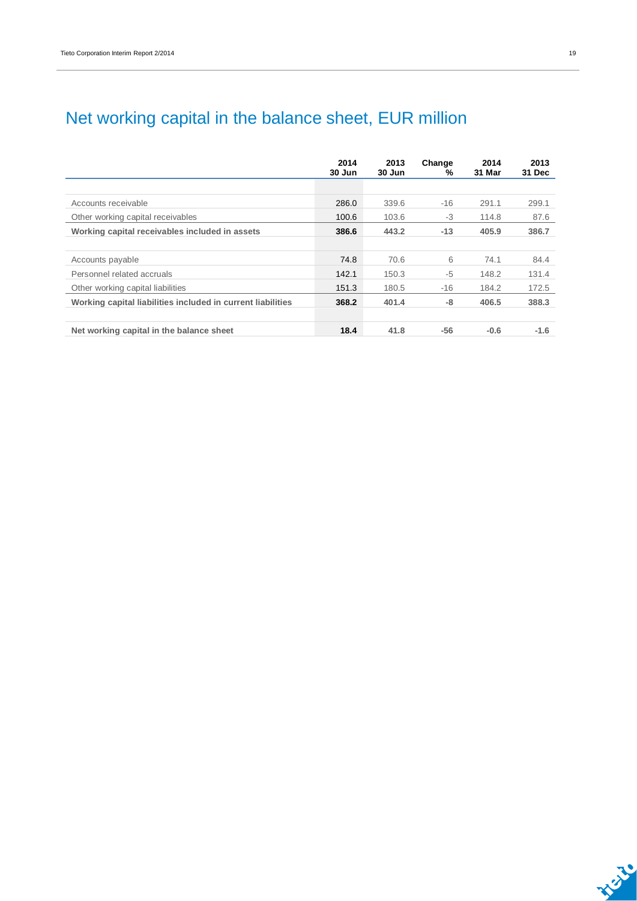# Net working capital in the balance sheet, EUR million

| | 2014 30 Jun | 2013 30 Jun | Change % | 2014 31 Mar | 2013 31 Dec |
|---|---|---|---|---|---|
| Accounts receivable | 286.0 | 339.6 | -16 | 291.1 | 299.1 |
| Other working capital receivables | 100.6 | 103.6 | -3 | 114.8 | 87.6 |
| **Working capital receivables included in assets** | **386.6** | **443.2** | **-13** | **405.9** | **386.7** |
| | | | | | |
| Accounts payable | 74.8 | 70.6 | 6 | 74.1 | 84.4 |
| Personnel related accruals | 142.1 | 150.3 | -5 | 148.2 | 131.4 |
| Other working capital liabilities | 151.3 | 180.5 | -16 | 184.2 | 172.5 |
| **Working capital liabilities included in current liabilities** | **368.2** | **401.4** | **-8** | **406.5** | **388.3** |
| | | | | | |
| **Net working capital in the balance sheet** | **18.4** | **41.8** | **-56** | **-0.6** | **-1.6** |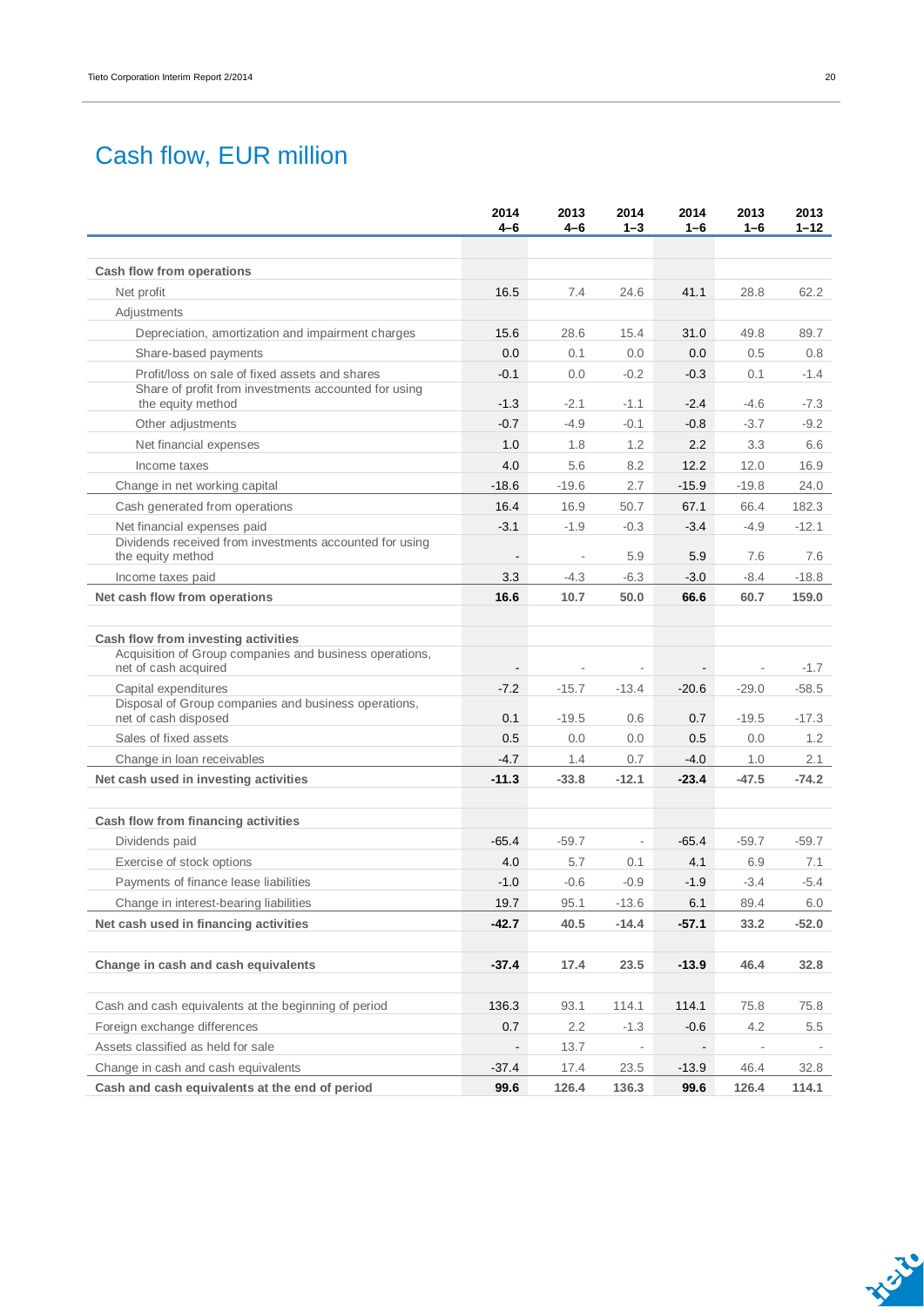# Cash flow, EUR million

| | 2014 4–6 | 2013 4–6 | 2014 1–3 | 2014 1–6 | 2013 1–6 | 2013 1–12 |
|---|---|---|---|---|---|---|
| **Cash flow from operations** | | | | | | |
| Net profit | 16.5 | 7.4 | 24.6 | 41.1 | 28.8 | 62.2 |
| Adjustments | | | | | | |
| Depreciation, amortization and impairment charges | 15.6 | 28.6 | 15.4 | 31.0 | 49.8 | 89.7 |
| Share-based payments | 0.0 | 0.1 | 0.0 | 0.0 | 0.5 | 0.8 |
| Profit/loss on sale of fixed assets and shares | -0.1 | 0.0 | -0.2 | -0.3 | 0.1 | -1.4 |
| Share of profit from investments accounted for using the equity method | -1.3 | -2.1 | -1.1 | -2.4 | -4.6 | -7.3 |
| Other adjustments | -0.7 | -4.9 | -0.1 | -0.8 | -3.7 | -9.2 |
| Net financial expenses | 1.0 | 1.8 | 1.2 | 2.2 | 3.3 | 6.6 |
| Income taxes | 4.0 | 5.6 | 8.2 | 12.2 | 12.0 | 16.9 |
| Change in net working capital | -18.6 | -19.6 | 2.7 | -15.9 | -19.8 | 24.0 |
| Cash generated from operations | 16.4 | 16.9 | 50.7 | 67.1 | 66.4 | 182.3 |
| Net financial expenses paid | -3.1 | -1.9 | -0.3 | -3.4 | -4.9 | -12.1 |
| Dividends received from investments accounted for using the equity method | - | - | 5.9 | 5.9 | 7.6 | 7.6 |
| Income taxes paid | 3.3 | -4.3 | -6.3 | -3.0 | -8.4 | -18.8 |
| **Net cash flow from operations** | **16.6** | **10.7** | **50.0** | **66.6** | **60.7** | **159.0** |
| | | | | | | |
| **Cash flow from investing activities** | | | | | | |
| Acquisition of Group companies and business operations, net of cash acquired | - | - | - | - | - | -1.7 |
| Capital expenditures | -7.2 | -15.7 | -13.4 | -20.6 | -29.0 | -58.5 |
| Disposal of Group companies and business operations, net of cash disposed | 0.1 | -19.5 | 0.6 | 0.7 | -19.5 | -17.3 |
| Sales of fixed assets | 0.5 | 0.0 | 0.0 | 0.5 | 0.0 | 1.2 |
| Change in loan receivables | -4.7 | 1.4 | 0.7 | -4.0 | 1.0 | 2.1 |
| **Net cash used in investing activities** | **-11.3** | **-33.8** | **-12.1** | **-23.4** | **-47.5** | **-74.2** |
| | | | | | | |
| **Cash flow from financing activities** | | | | | | |
| Dividends paid | -65.4 | -59.7 | - | -65.4 | -59.7 | -59.7 |
| Exercise of stock options | 4.0 | 5.7 | 0.1 | 4.1 | 6.9 | 7.1 |
| Payments of finance lease liabilities | -1.0 | -0.6 | -0.9 | -1.9 | -3.4 | -5.4 |
| Change in interest-bearing liabilities | 19.7 | 95.1 | -13.6 | 6.1 | 89.4 | 6.0 |
| **Net cash used in financing activities** | **-42.7** | **40.5** | **-14.4** | **-57.1** | **33.2** | **-52.0** |
| | | | | | | |
| **Change in cash and cash equivalents** | **-37.4** | **17.4** | **23.5** | **-13.9** | **46.4** | **32.8** |
| | | | | | | |
| Cash and cash equivalents at the beginning of period | 136.3 | 93.1 | 114.1 | 114.1 | 75.8 | 75.8 |
| Foreign exchange differences | 0.7 | 2.2 | -1.3 | -0.6 | 4.2 | 5.5 |
| Assets classified as held for sale | - | 13.7 | - | - | - | - |
| Change in cash and cash equivalents | -37.4 | 17.4 | 23.5 | -13.9 | 46.4 | 32.8 |
| **Cash and cash equivalents at the end of period** | **99.6** | **126.4** | **136.3** | **99.6** | **126.4** | **114.1** |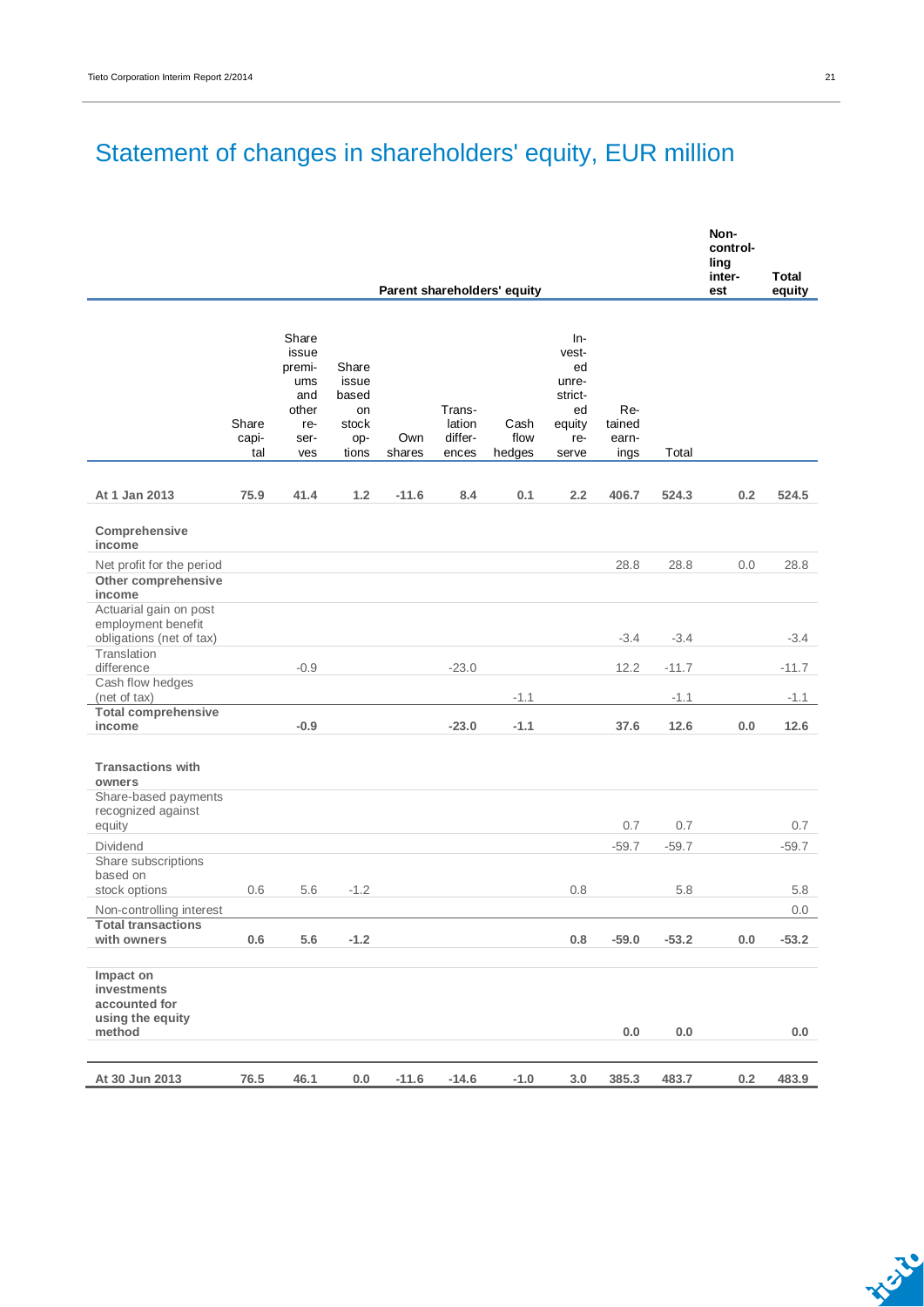# Statement of changes in shareholders' equity, EUR million

| | Parent shareholders' equity | | | | | | | | | Non-controlling interest | Total equity |
|---|---|---|---|---|---|---|---|---|---|---|---|
| | Share capital | Share issue premiums and other reserves | Share issue based on stock options | Own shares | Translation differences | Cash flow hedges | Invested unrestricted equity reserve | Retained earnings | Total | | |
| **At 1 Jan 2013** | **75.9** | **41.4** | **1.2** | **-11.6** | **8.4** | **0.1** | **2.2** | **406.7** | **524.3** | **0.2** | **524.5** |
| **Comprehensive income** | | | | | | | | | | | |
| Net profit for the period | | | | | | | | 28.8 | 28.8 | 0.0 | 28.8 |
| **Other comprehensive income** | | | | | | | | | | | |
| Actuarial gain on post employment benefit obligations (net of tax) | | | | | | | | -3.4 | -3.4 | | -3.4 |
| Translation difference | | -0.9 | | | -23.0 | | | 12.2 | -11.7 | | -11.7 |
| Cash flow hedges (net of tax) | | | | | | -1.1 | | | -1.1 | | -1.1 |
| **Total comprehensive income** | | **-0.9** | | | **-23.0** | **-1.1** | | **37.6** | **12.6** | **0.0** | **12.6** |
| **Transactions with owners** | | | | | | | | | | | |
| Share-based payments recognized against equity | | | | | | | | 0.7 | 0.7 | | 0.7 |
| Dividend | | | | | | | | -59.7 | -59.7 | | -59.7 |
| Share subscriptions based on stock options | 0.6 | 5.6 | -1.2 | | | | 0.8 | | 5.8 | | 5.8 |
| Non-controlling interest | | | | | | | | | | | 0.0 |
| **Total transactions with owners** | **0.6** | **5.6** | **-1.2** | | | | **0.8** | **-59.0** | **-53.2** | **0.0** | **-53.2** |
| **Impact on investments accounted for using the equity method** | | | | | | | | **0.0** | **0.0** | | **0.0** |
| **At 30 Jun 2013** | **76.5** | **46.1** | **0.0** | **-11.6** | **-14.6** | **-1.0** | **3.0** | **385.3** | **483.7** | **0.2** | **483.9** |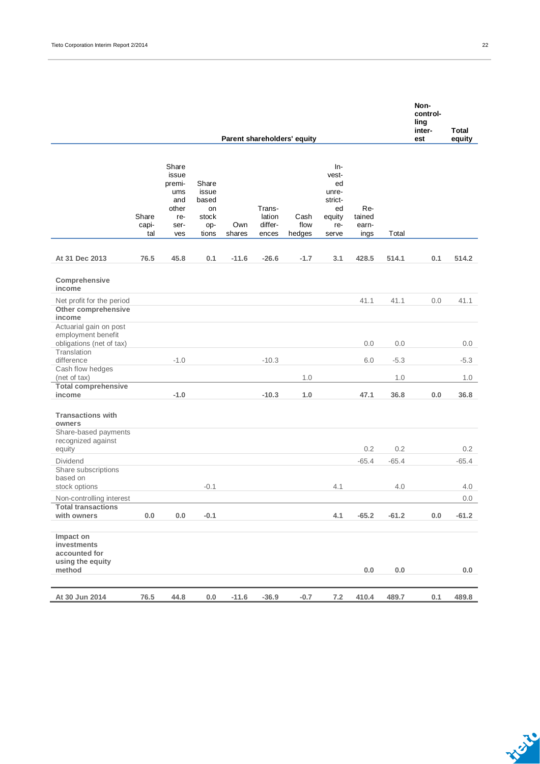| | Parent shareholders' equity | | | | | | | | | Non-controlling interest | Total equity |
|---|---|---|---|---|---|---|---|---|---|---|---|
| | Share capital | Share issue premiums and other reserves | Share issue based on stock options | Own shares | Translation differences | Cash flow hedges | Invested unrestricted equity reserve | Retained earnings | Total | | |
| **At 31 Dec 2013** | **76.5** | **45.8** | **0.1** | **-11.6** | **-26.6** | **-1.7** | **3.1** | **428.5** | **514.1** | **0.1** | **514.2** |
| **Comprehensive income** | | | | | | | | | | | |
| Net profit for the period | | | | | | | | 41.1 | 41.1 | 0.0 | 41.1 |
| **Other comprehensive income** | | | | | | | | | | | |
| Actuarial gain on post employment benefit obligations (net of tax) | | | | | | | | 0.0 | 0.0 | | 0.0 |
| Translation difference | | -1.0 | | | -10.3 | | | 6.0 | -5.3 | | -5.3 |
| Cash flow hedges (net of tax) | | | | | | 1.0 | | | 1.0 | | 1.0 |
| **Total comprehensive income** | | **-1.0** | | | **-10.3** | **1.0** | | **47.1** | **36.8** | **0.0** | **36.8** |
| **Transactions with owners** | | | | | | | | | | | |
| Share-based payments recognized against equity | | | | | | | | 0.2 | 0.2 | | 0.2 |
| Dividend | | | | | | | | -65.4 | -65.4 | | -65.4 |
| Share subscriptions based on stock options | | | -0.1 | | | | 4.1 | | 4.0 | | 4.0 |
| Non-controlling interest | | | | | | | | | | | 0.0 |
| **Total transactions with owners** | **0.0** | **0.0** | **-0.1** | | | | **4.1** | **-65.2** | **-61.2** | **0.0** | **-61.2** |
| **Impact on investments accounted for using the equity method** | | | | | | | | **0.0** | **0.0** | | **0.0** |
| **At 30 Jun 2014** | **76.5** | **44.8** | **0.0** | **-11.6** | **-36.9** | **-0.7** | **7.2** | **410.4** | **489.7** | **0.1** | **489.8** |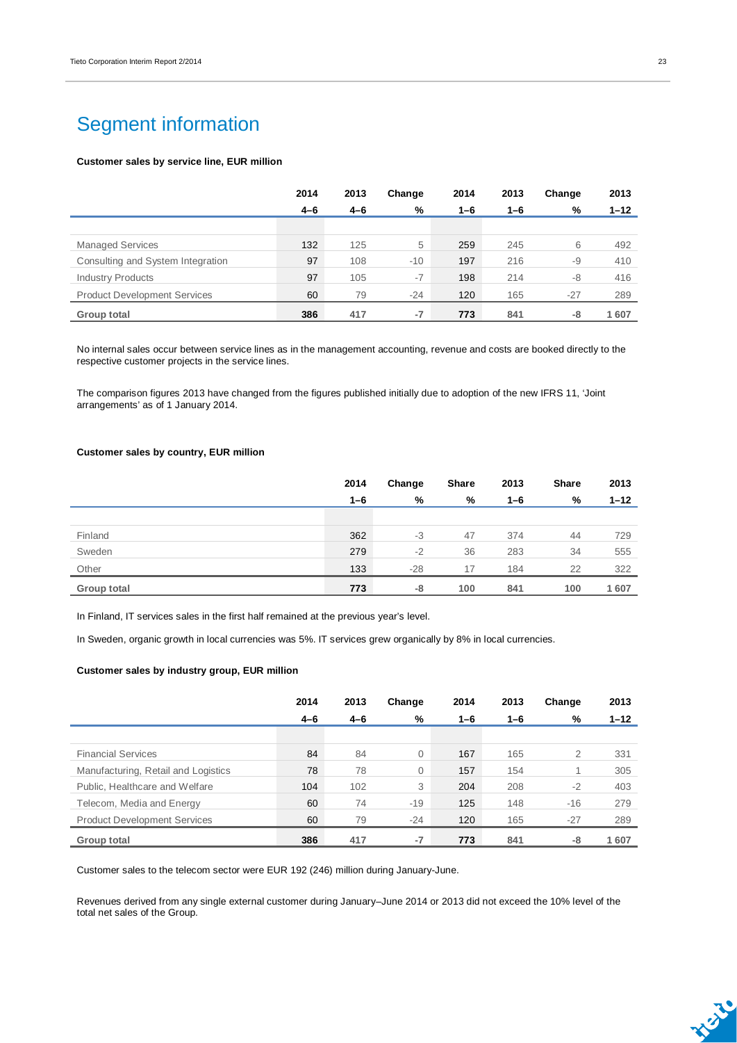# Segment information

**Customer sales by service line, EUR million**

| | 2014 | 2013 | Change | 2014 | 2013 | Change | 2013 |
|---|---|---|---|---|---|---|---|
| | 4–6 | 4–6 | % | 1–6 | 1–6 | % | 1–12 |
| Managed Services | 132 | 125 | 5 | 259 | 245 | 6 | 492 |
| Consulting and System Integration | 97 | 108 | -10 | 197 | 216 | -9 | 410 |
| Industry Products | 97 | 105 | -7 | 198 | 214 | -8 | 416 |
| Product Development Services | 60 | 79 | -24 | 120 | 165 | -27 | 289 |
| **Group total** | **386** | **417** | **-7** | **773** | **841** | **-8** | **1 607** |

No internal sales occur between service lines as in the management accounting, revenue and costs are booked directly to the respective customer projects in the service lines.

The comparison figures 2013 have changed from the figures published initially due to adoption of the new IFRS 11, 'Joint arrangements' as of 1 January 2014.

**Customer sales by country, EUR million**

| | 2014 | Change | Share | 2013 | Share | 2013 |
|---|---|---|---|---|---|---|
| | 1–6 | % | % | 1–6 | % | 1–12 |
| Finland | 362 | -3 | 47 | 374 | 44 | 729 |
| Sweden | 279 | -2 | 36 | 283 | 34 | 555 |
| Other | 133 | -28 | 17 | 184 | 22 | 322 |
| **Group total** | **773** | **-8** | **100** | **841** | **100** | **1 607** |

In Finland, IT services sales in the first half remained at the previous year's level.

In Sweden, organic growth in local currencies was 5%. IT services grew organically by 8% in local currencies.

**Customer sales by industry group, EUR million**

| | 2014 | 2013 | Change | 2014 | 2013 | Change | 2013 |
|---|---|---|---|---|---|---|---|
| | 4–6 | 4–6 | % | 1–6 | 1–6 | % | 1–12 |
| Financial Services | 84 | 84 | 0 | 167 | 165 | 2 | 331 |
| Manufacturing, Retail and Logistics | 78 | 78 | 0 | 157 | 154 | 1 | 305 |
| Public, Healthcare and Welfare | 104 | 102 | 3 | 204 | 208 | -2 | 403 |
| Telecom, Media and Energy | 60 | 74 | -19 | 125 | 148 | -16 | 279 |
| Product Development Services | 60 | 79 | -24 | 120 | 165 | -27 | 289 |
| **Group total** | **386** | **417** | **-7** | **773** | **841** | **-8** | **1 607** |

Customer sales to the telecom sector were EUR 192 (246) million during January-June.

Revenues derived from any single external customer during January–June 2014 or 2013 did not exceed the 10% level of the total net sales of the Group.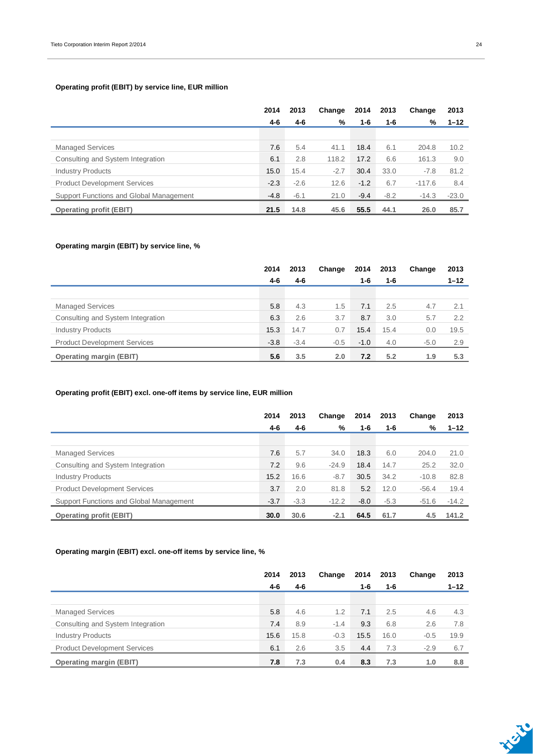**Operating profit (EBIT) by service line, EUR million**

| | 2014 4-6 | 2013 4-6 | Change % | 2014 1-6 | 2013 1-6 | Change % | 2013 1–12 |
|---|---|---|---|---|---|---|---|
| Managed Services | 7.6 | 5.4 | 41.1 | 18.4 | 6.1 | 204.8 | 10.2 |
| Consulting and System Integration | 6.1 | 2.8 | 118.2 | 17.2 | 6.6 | 161.3 | 9.0 |
| Industry Products | 15.0 | 15.4 | -2.7 | 30.4 | 33.0 | -7.8 | 81.2 |
| Product Development Services | -2.3 | -2.6 | 12.6 | -1.2 | 6.7 | -117.6 | 8.4 |
| Support Functions and Global Management | -4.8 | -6.1 | 21.0 | -9.4 | -8.2 | -14.3 | -23.0 |
| **Operating profit (EBIT)** | **21.5** | **14.8** | **45.6** | **55.5** | **44.1** | **26.0** | **85.7** |

**Operating margin (EBIT) by service line, %**

| | 2014 4-6 | 2013 4-6 | Change | 2014 1-6 | 2013 1-6 | Change | 2013 1–12 |
|---|---|---|---|---|---|---|---|
| Managed Services | 5.8 | 4.3 | 1.5 | 7.1 | 2.5 | 4.7 | 2.1 |
| Consulting and System Integration | 6.3 | 2.6 | 3.7 | 8.7 | 3.0 | 5.7 | 2.2 |
| Industry Products | 15.3 | 14.7 | 0.7 | 15.4 | 15.4 | 0.0 | 19.5 |
| Product Development Services | -3.8 | -3.4 | -0.5 | -1.0 | 4.0 | -5.0 | 2.9 |
| **Operating margin (EBIT)** | **5.6** | **3.5** | **2.0** | **7.2** | **5.2** | **1.9** | **5.3** |

**Operating profit (EBIT) excl. one-off items by service line, EUR million**

| | 2014 4-6 | 2013 4-6 | Change % | 2014 1-6 | 2013 1-6 | Change % | 2013 1–12 |
|---|---|---|---|---|---|---|---|
| Managed Services | 7.6 | 5.7 | 34.0 | 18.3 | 6.0 | 204.0 | 21.0 |
| Consulting and System Integration | 7.2 | 9.6 | -24.9 | 18.4 | 14.7 | 25.2 | 32.0 |
| Industry Products | 15.2 | 16.6 | -8.7 | 30.5 | 34.2 | -10.8 | 82.8 |
| Product Development Services | 3.7 | 2.0 | 81.8 | 5.2 | 12.0 | -56.4 | 19.4 |
| Support Functions and Global Management | -3.7 | -3.3 | -12.2 | -8.0 | -5.3 | -51.6 | -14.2 |
| **Operating profit (EBIT)** | **30.0** | **30.6** | **-2.1** | **64.5** | **61.7** | **4.5** | **141.2** |

**Operating margin (EBIT) excl. one-off items by service line, %**

| | 2014 4-6 | 2013 4-6 | Change | 2014 1-6 | 2013 1-6 | Change | 2013 1–12 |
|---|---|---|---|---|---|---|---|
| Managed Services | 5.8 | 4.6 | 1.2 | 7.1 | 2.5 | 4.6 | 4.3 |
| Consulting and System Integration | 7.4 | 8.9 | -1.4 | 9.3 | 6.8 | 2.6 | 7.8 |
| Industry Products | 15.6 | 15.8 | -0.3 | 15.5 | 16.0 | -0.5 | 19.9 |
| Product Development Services | 6.1 | 2.6 | 3.5 | 4.4 | 7.3 | -2.9 | 6.7 |
| **Operating margin (EBIT)** | **7.8** | **7.3** | **0.4** | **8.3** | **7.3** | **1.0** | **8.8** |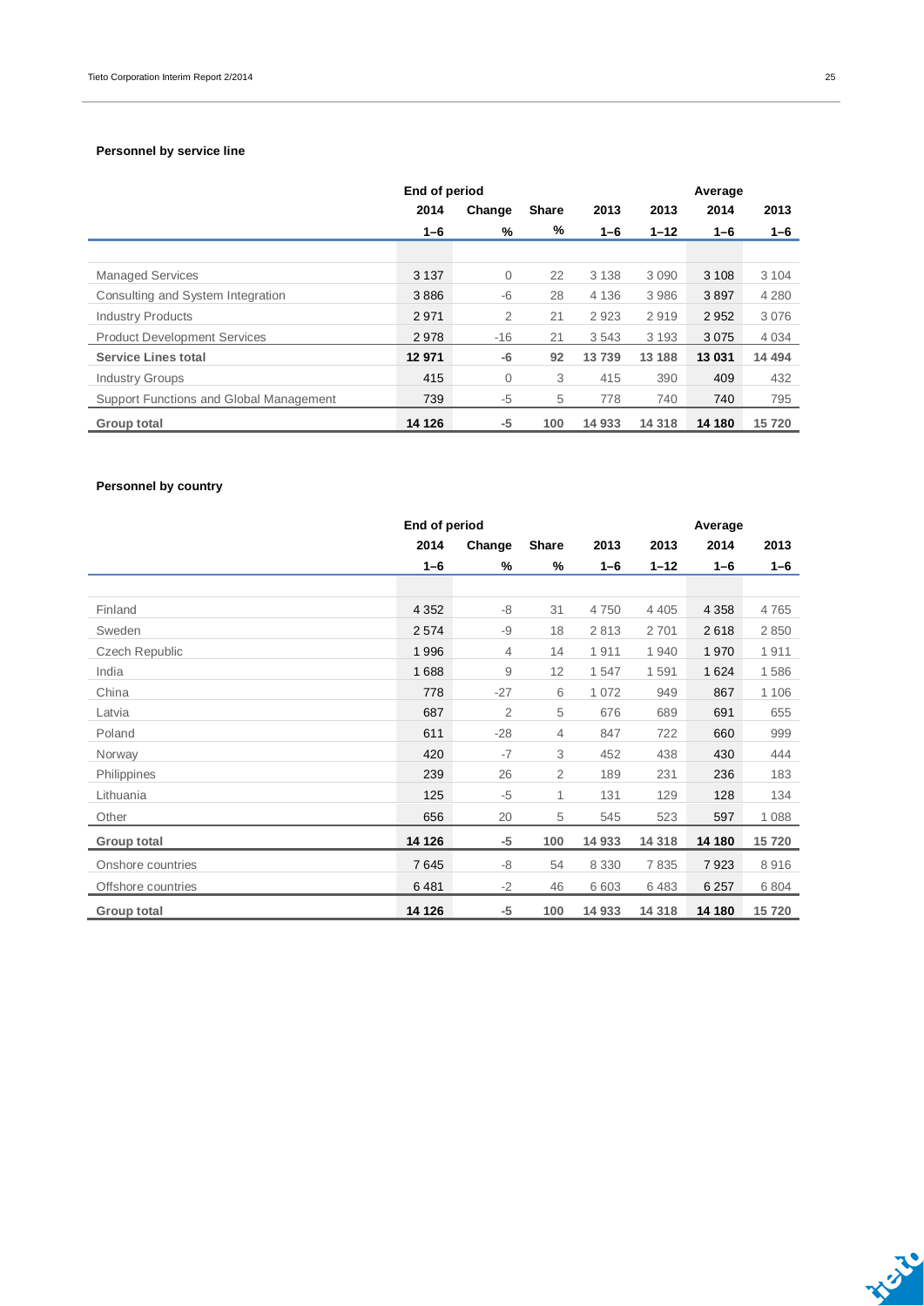**Personnel by service line**

| | End of period | | | | | Average | |
|---|---|---|---|---|---|---|---|
| | 2014 | Change | Share | 2013 | 2013 | 2014 | 2013 |
| | 1–6 | % | % | 1–6 | 1–12 | 1–6 | 1–6 |
| Managed Services | 3 137 | 0 | 22 | 3 138 | 3 090 | 3 108 | 3 104 |
| Consulting and System Integration | 3 886 | -6 | 28 | 4 136 | 3 986 | 3 897 | 4 280 |
| Industry Products | 2 971 | 2 | 21 | 2 923 | 2 919 | 2 952 | 3 076 |
| Product Development Services | 2 978 | -16 | 21 | 3 543 | 3 193 | 3 075 | 4 034 |
| **Service Lines total** | **12 971** | **-6** | **92** | **13 739** | **13 188** | **13 031** | **14 494** |
| Industry Groups | 415 | 0 | 3 | 415 | 390 | 409 | 432 |
| Support Functions and Global Management | 739 | -5 | 5 | 778 | 740 | 740 | 795 |
| **Group total** | **14 126** | **-5** | **100** | **14 933** | **14 318** | **14 180** | **15 720** |

**Personnel by country**

| | End of period | | | | | Average | |
|---|---|---|---|---|---|---|---|
| | 2014 | Change | Share | 2013 | 2013 | 2014 | 2013 |
| | 1–6 | % | % | 1–6 | 1–12 | 1–6 | 1–6 |
| Finland | 4 352 | -8 | 31 | 4 750 | 4 405 | 4 358 | 4 765 |
| Sweden | 2 574 | -9 | 18 | 2 813 | 2 701 | 2 618 | 2 850 |
| Czech Republic | 1 996 | 4 | 14 | 1 911 | 1 940 | 1 970 | 1 911 |
| India | 1 688 | 9 | 12 | 1 547 | 1 591 | 1 624 | 1 586 |
| China | 778 | -27 | 6 | 1 072 | 949 | 867 | 1 106 |
| Latvia | 687 | 2 | 5 | 676 | 689 | 691 | 655 |
| Poland | 611 | -28 | 4 | 847 | 722 | 660 | 999 |
| Norway | 420 | -7 | 3 | 452 | 438 | 430 | 444 |
| Philippines | 239 | 26 | 2 | 189 | 231 | 236 | 183 |
| Lithuania | 125 | -5 | 1 | 131 | 129 | 128 | 134 |
| Other | 656 | 20 | 5 | 545 | 523 | 597 | 1 088 |
| **Group total** | **14 126** | **-5** | **100** | **14 933** | **14 318** | **14 180** | **15 720** |
| Onshore countries | 7 645 | -8 | 54 | 8 330 | 7 835 | 7 923 | 8 916 |
| Offshore countries | 6 481 | -2 | 46 | 6 603 | 6 483 | 6 257 | 6 804 |
| **Group total** | **14 126** | **-5** | **100** | **14 933** | **14 318** | **14 180** | **15 720** |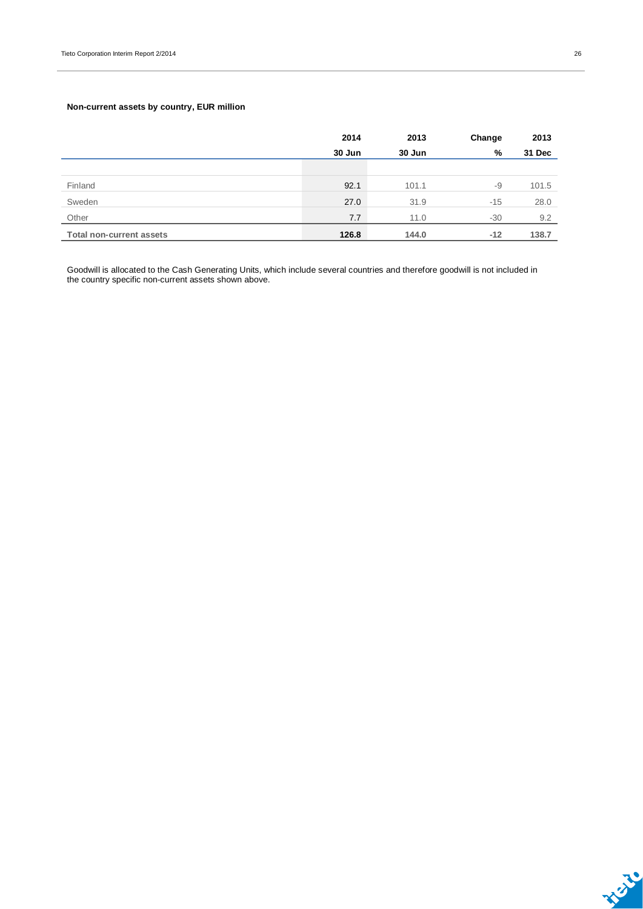**Non-current assets by country, EUR million**

| | 2014 | 2013 | Change | 2013 |
|---|---|---|---|---|
| | 30 Jun | 30 Jun | % | 31 Dec |
| Finland | 92.1 | 101.1 | -9 | 101.5 |
| Sweden | 27.0 | 31.9 | -15 | 28.0 |
| Other | 7.7 | 11.0 | -30 | 9.2 |
| **Total non-current assets** | **126.8** | **144.0** | **-12** | **138.7** |

Goodwill is allocated to the Cash Generating Units, which include several countries and therefore goodwill is not included in the country specific non-current assets shown above.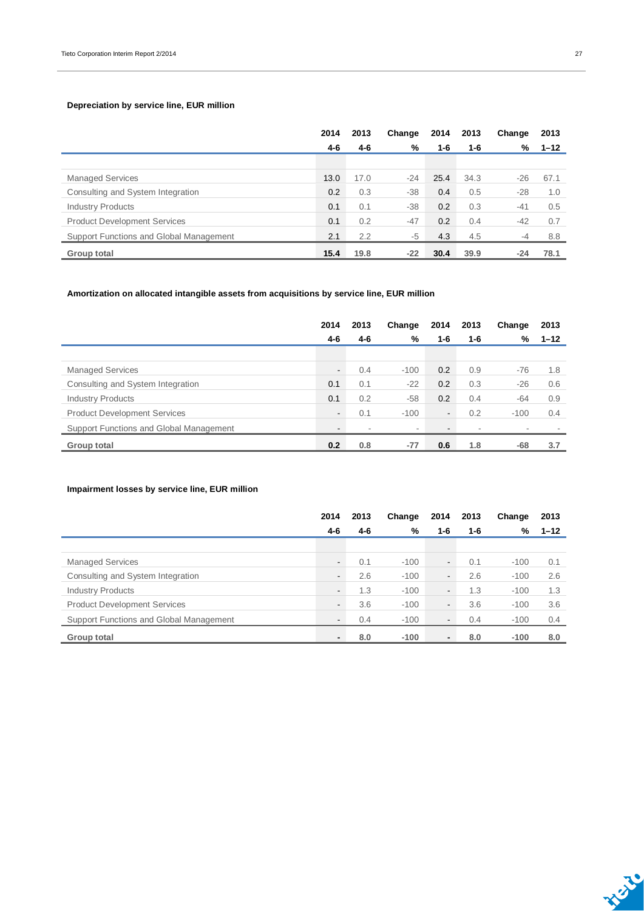**Depreciation by service line, EUR million**

| | 2014 | 2013 | Change | 2014 | 2013 | Change | 2013 |
|---|---|---|---|---|---|---|---|
| | 4-6 | 4-6 | % | 1-6 | 1-6 | % | 1–12 |
| Managed Services | 13.0 | 17.0 | -24 | 25.4 | 34.3 | -26 | 67.1 |
| Consulting and System Integration | 0.2 | 0.3 | -38 | 0.4 | 0.5 | -28 | 1.0 |
| Industry Products | 0.1 | 0.1 | -38 | 0.2 | 0.3 | -41 | 0.5 |
| Product Development Services | 0.1 | 0.2 | -47 | 0.2 | 0.4 | -42 | 0.7 |
| Support Functions and Global Management | 2.1 | 2.2 | -5 | 4.3 | 4.5 | -4 | 8.8 |
| **Group total** | **15.4** | **19.8** | **-22** | **30.4** | **39.9** | **-24** | **78.1** |

**Amortization on allocated intangible assets from acquisitions by service line, EUR million**

| | 2014 | 2013 | Change | 2014 | 2013 | Change | 2013 |
|---|---|---|---|---|---|---|---|
| | 4-6 | 4-6 | % | 1-6 | 1-6 | % | 1–12 |
| Managed Services | - | 0.4 | -100 | 0.2 | 0.9 | -76 | 1.8 |
| Consulting and System Integration | 0.1 | 0.1 | -22 | 0.2 | 0.3 | -26 | 0.6 |
| Industry Products | 0.1 | 0.2 | -58 | 0.2 | 0.4 | -64 | 0.9 |
| Product Development Services | - | 0.1 | -100 | - | 0.2 | -100 | 0.4 |
| Support Functions and Global Management | - | - | - | - | - | - | - |
| **Group total** | **0.2** | **0.8** | **-77** | **0.6** | **1.8** | **-68** | **3.7** |

**Impairment losses by service line, EUR million**

| | 2014 | 2013 | Change | 2014 | 2013 | Change | 2013 |
|---|---|---|---|---|---|---|---|
| | 4-6 | 4-6 | % | 1-6 | 1-6 | % | 1–12 |
| Managed Services | - | 0.1 | -100 | - | 0.1 | -100 | 0.1 |
| Consulting and System Integration | - | 2.6 | -100 | - | 2.6 | -100 | 2.6 |
| Industry Products | - | 1.3 | -100 | - | 1.3 | -100 | 1.3 |
| Product Development Services | - | 3.6 | -100 | - | 3.6 | -100 | 3.6 |
| Support Functions and Global Management | - | 0.4 | -100 | - | 0.4 | -100 | 0.4 |
| **Group total** | **-** | **8.0** | **-100** | **-** | **8.0** | **-100** | **8.0** |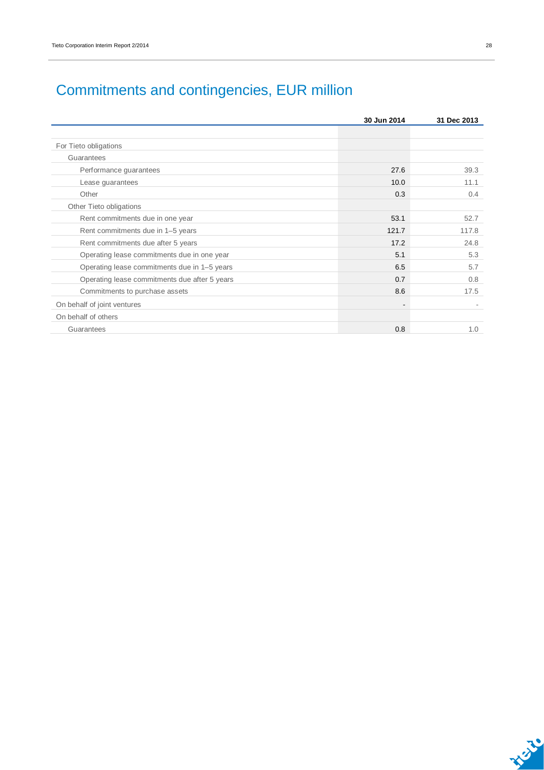# Commitments and contingencies, EUR million

| | 30 Jun 2014 | 31 Dec 2013 |
|---|---|---|
| For Tieto obligations | | |
| Guarantees | | |
| Performance guarantees | 27.6 | 39.3 |
| Lease guarantees | 10.0 | 11.1 |
| Other | 0.3 | 0.4 |
| Other Tieto obligations | | |
| Rent commitments due in one year | 53.1 | 52.7 |
| Rent commitments due in 1–5 years | 121.7 | 117.8 |
| Rent commitments due after 5 years | 17.2 | 24.8 |
| Operating lease commitments due in one year | 5.1 | 5.3 |
| Operating lease commitments due in 1–5 years | 6.5 | 5.7 |
| Operating lease commitments due after 5 years | 0.7 | 0.8 |
| Commitments to purchase assets | 8.6 | 17.5 |
| On behalf of joint ventures | - | - |
| On behalf of others | | |
| Guarantees | 0.8 | 1.0 |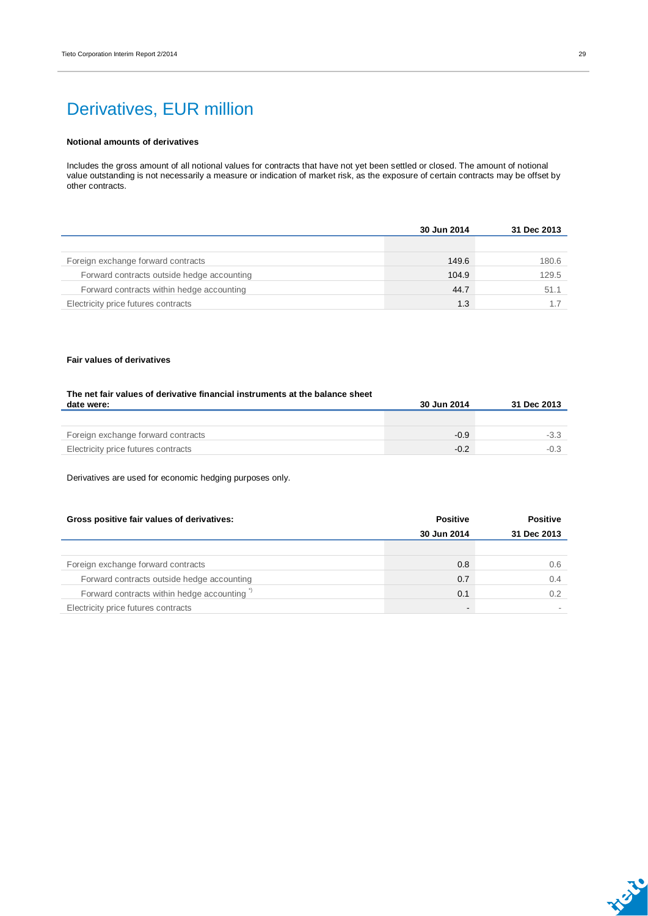# Derivatives, EUR million

**Notional amounts of derivatives**

Includes the gross amount of all notional values for contracts that have not yet been settled or closed. The amount of notional value outstanding is not necessarily a measure or indication of market risk, as the exposure of certain contracts may be offset by other contracts.

| | 30 Jun 2014 | 31 Dec 2013 |
|---|---|---|
| Foreign exchange forward contracts | 149.6 | 180.6 |
| Forward contracts outside hedge accounting | 104.9 | 129.5 |
| Forward contracts within hedge accounting | 44.7 | 51.1 |
| Electricity price futures contracts | 1.3 | 1.7 |

**Fair values of derivatives**

| The net fair values of derivative financial instruments at the balance sheet date were: | 30 Jun 2014 | 31 Dec 2013 |
|---|---|---|
| Foreign exchange forward contracts | -0.9 | -3.3 |
| Electricity price futures contracts | -0.2 | -0.3 |

Derivatives are used for economic hedging purposes only.

| Gross positive fair values of derivatives: | Positive 30 Jun 2014 | Positive 31 Dec 2013 |
|---|---|---|
| Foreign exchange forward contracts | 0.8 | 0.6 |
| Forward contracts outside hedge accounting | 0.7 | 0.4 |
| Forward contracts within hedge accounting *) | 0.1 | 0.2 |
| Electricity price futures contracts | - | - |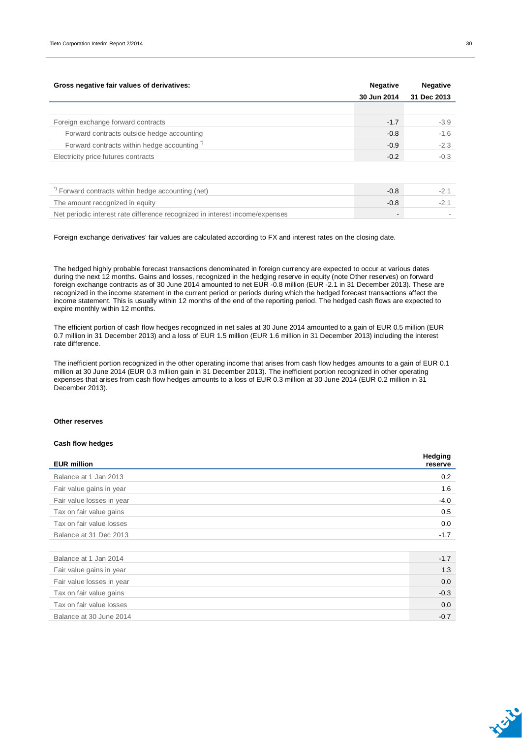| Gross negative fair values of derivatives: | Negative 30 Jun 2014 | Negative 31 Dec 2013 |
|---|---|---|
| | | |
| Foreign exchange forward contracts | -1.7 | -3.9 |
| Forward contracts outside hedge accounting | -0.8 | -1.6 |
| Forward contracts within hedge accounting *) | -0.9 | -2.3 |
| Electricity price futures contracts | -0.2 | -0.3 |

| | | |
|---|---|---|
| *) Forward contracts within hedge accounting (net) | -0.8 | -2.1 |
| The amount recognized in equity | -0.8 | -2.1 |
| Net periodic interest rate difference recognized in interest income/expenses | - | - |

Foreign exchange derivatives' fair values are calculated according to FX and interest rates on the closing date.

The hedged highly probable forecast transactions denominated in foreign currency are expected to occur at various dates during the next 12 months. Gains and losses, recognized in the hedging reserve in equity (note Other reserves) on forward foreign exchange contracts as of 30 June 2014 amounted to net EUR -0.8 million (EUR -2.1 in 31 December 2013). These are recognized in the income statement in the current period or periods during which the hedged forecast transactions affect the income statement. This is usually within 12 months of the end of the reporting period. The hedged cash flows are expected to expire monthly within 12 months.

The efficient portion of cash flow hedges recognized in net sales at 30 June 2014 amounted to a gain of EUR 0.5 million (EUR 0.7 million in 31 December 2013) and a loss of EUR 1.5 million (EUR 1.6 million in 31 December 2013) including the interest rate difference.

The inefficient portion recognized in the other operating income that arises from cash flow hedges amounts to a gain of EUR 0.1 million at 30 June 2014 (EUR 0.3 million gain in 31 December 2013). The inefficient portion recognized in other operating expenses that arises from cash flow hedges amounts to a loss of EUR 0.3 million at 30 June 2014 (EUR 0.2 million in 31 December 2013).

**Other reserves**

**Cash flow hedges**

| EUR million | Hedging reserve |
|---|---|
| Balance at 1 Jan 2013 | 0.2 |
| Fair value gains in year | 1.6 |
| Fair value losses in year | -4.0 |
| Tax on fair value gains | 0.5 |
| Tax on fair value losses | 0.0 |
| Balance at 31 Dec 2013 | -1.7 |
| | |
| Balance at 1 Jan 2014 | -1.7 |
| Fair value gains in year | 1.3 |
| Fair value losses in year | 0.0 |
| Tax on fair value gains | -0.3 |
| Tax on fair value losses | 0.0 |
| Balance at 30 June 2014 | -0.7 |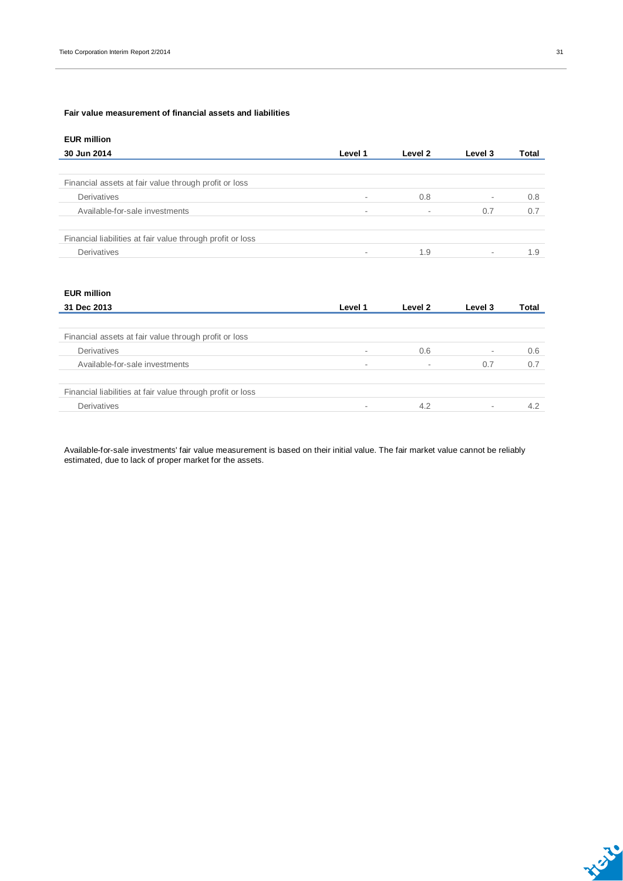### Fair value measurement of financial assets and liabilities

**EUR million**

| 30 Jun 2014 | Level 1 | Level 2 | Level 3 | Total |
|---|---|---|---|---|
| Financial assets at fair value through profit or loss | | | | |
| Derivatives | - | 0.8 | - | 0.8 |
| Available-for-sale investments | - | - | 0.7 | 0.7 |
| Financial liabilities at fair value through profit or loss | | | | |
| Derivatives | - | 1.9 | - | 1.9 |

**EUR million**

| 31 Dec 2013 | Level 1 | Level 2 | Level 3 | Total |
|---|---|---|---|---|
| Financial assets at fair value through profit or loss | | | | |
| Derivatives | - | 0.6 | - | 0.6 |
| Available-for-sale investments | - | - | 0.7 | 0.7 |
| Financial liabilities at fair value through profit or loss | | | | |
| Derivatives | - | 4.2 | - | 4.2 |

Available-for-sale investments' fair value measurement is based on their initial value. The fair market value cannot be reliably estimated, due to lack of proper market for the assets.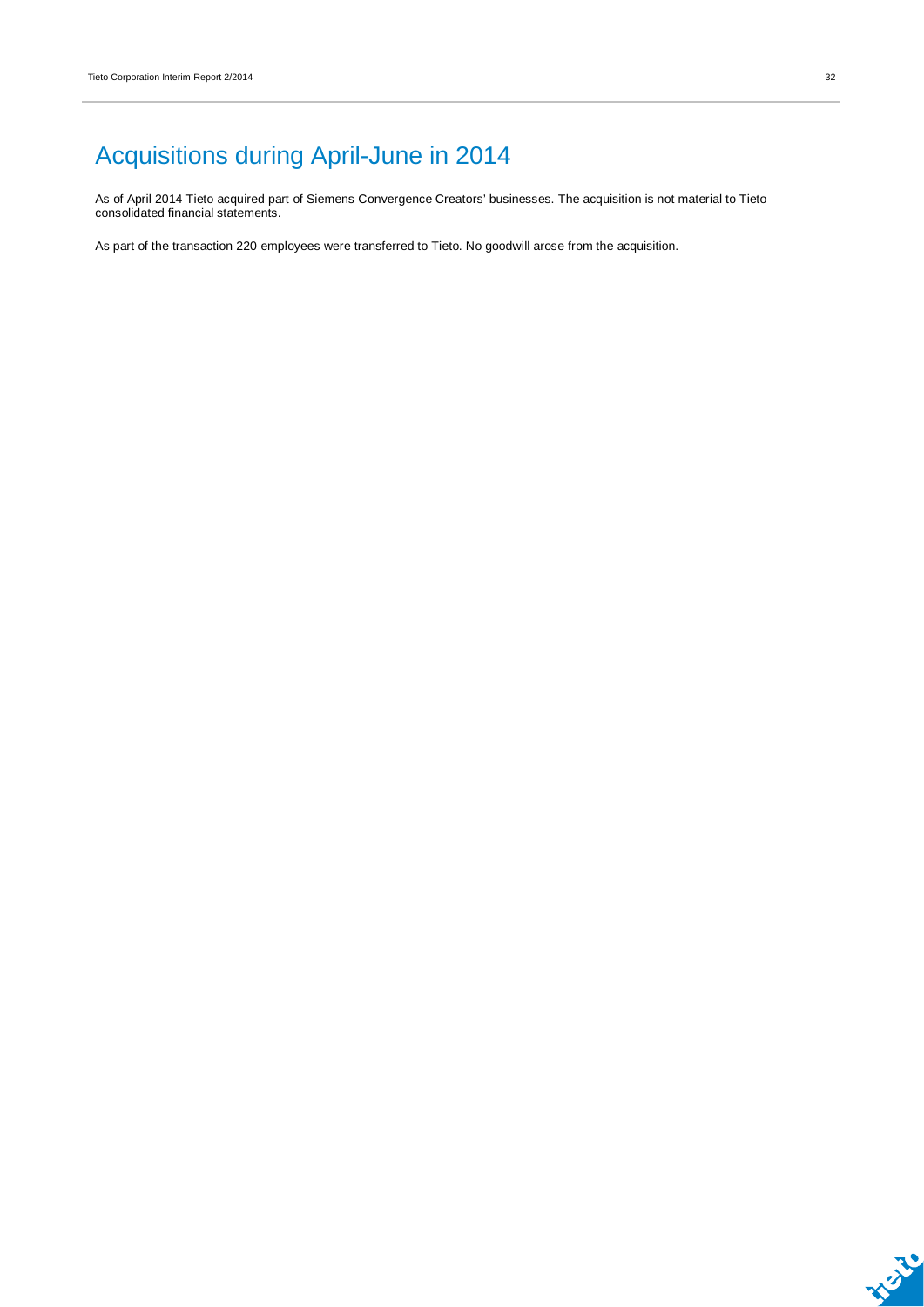# Acquisitions during April-June in 2014

As of April 2014 Tieto acquired part of Siemens Convergence Creators' businesses. The acquisition is not material to Tieto consolidated financial statements.

As part of the transaction 220 employees were transferred to Tieto. No goodwill arose from the acquisition.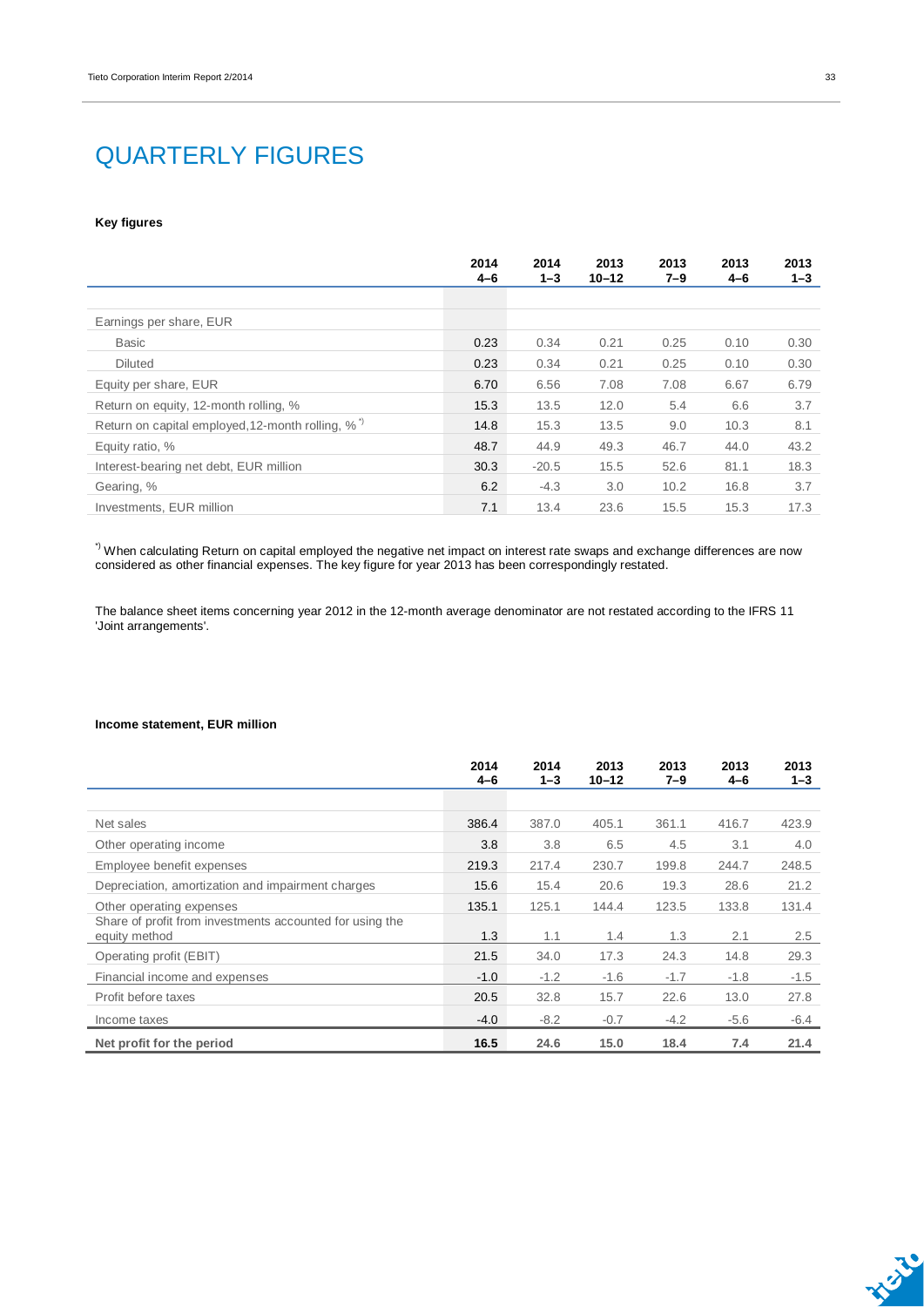# QUARTERLY FIGURES

### Key figures

| | 2014 4–6 | 2014 1–3 | 2013 10–12 | 2013 7–9 | 2013 4–6 | 2013 1–3 |
|---|---|---|---|---|---|---|
| Earnings per share, EUR | | | | | | |
| Basic | 0.23 | 0.34 | 0.21 | 0.25 | 0.10 | 0.30 |
| Diluted | 0.23 | 0.34 | 0.21 | 0.25 | 0.10 | 0.30 |
| Equity per share, EUR | 6.70 | 6.56 | 7.08 | 7.08 | 6.67 | 6.79 |
| Return on equity, 12-month rolling, % | 15.3 | 13.5 | 12.0 | 5.4 | 6.6 | 3.7 |
| Return on capital employed,12-month rolling, % *) | 14.8 | 15.3 | 13.5 | 9.0 | 10.3 | 8.1 |
| Equity ratio, % | 48.7 | 44.9 | 49.3 | 46.7 | 44.0 | 43.2 |
| Interest-bearing net debt, EUR million | 30.3 | -20.5 | 15.5 | 52.6 | 81.1 | 18.3 |
| Gearing, % | 6.2 | -4.3 | 3.0 | 10.2 | 16.8 | 3.7 |
| Investments, EUR million | 7.1 | 13.4 | 23.6 | 15.5 | 15.3 | 17.3 |

*) When calculating Return on capital employed the negative net impact on interest rate swaps and exchange differences are now considered as other financial expenses. The key figure for year 2013 has been correspondingly restated.

The balance sheet items concerning year 2012 in the 12-month average denominator are not restated according to the IFRS 11 'Joint arrangements'.

### Income statement, EUR million

| | 2014 4–6 | 2014 1–3 | 2013 10–12 | 2013 7–9 | 2013 4–6 | 2013 1–3 |
|---|---|---|---|---|---|---|
| Net sales | 386.4 | 387.0 | 405.1 | 361.1 | 416.7 | 423.9 |
| Other operating income | 3.8 | 3.8 | 6.5 | 4.5 | 3.1 | 4.0 |
| Employee benefit expenses | 219.3 | 217.4 | 230.7 | 199.8 | 244.7 | 248.5 |
| Depreciation, amortization and impairment charges | 15.6 | 15.4 | 20.6 | 19.3 | 28.6 | 21.2 |
| Other operating expenses | 135.1 | 125.1 | 144.4 | 123.5 | 133.8 | 131.4 |
| Share of profit from investments accounted for using the equity method | 1.3 | 1.1 | 1.4 | 1.3 | 2.1 | 2.5 |
| Operating profit (EBIT) | 21.5 | 34.0 | 17.3 | 24.3 | 14.8 | 29.3 |
| Financial income and expenses | -1.0 | -1.2 | -1.6 | -1.7 | -1.8 | -1.5 |
| Profit before taxes | 20.5 | 32.8 | 15.7 | 22.6 | 13.0 | 27.8 |
| Income taxes | -4.0 | -8.2 | -0.7 | -4.2 | -5.6 | -6.4 |
| **Net profit for the period** | **16.5** | **24.6** | **15.0** | **18.4** | **7.4** | **21.4** |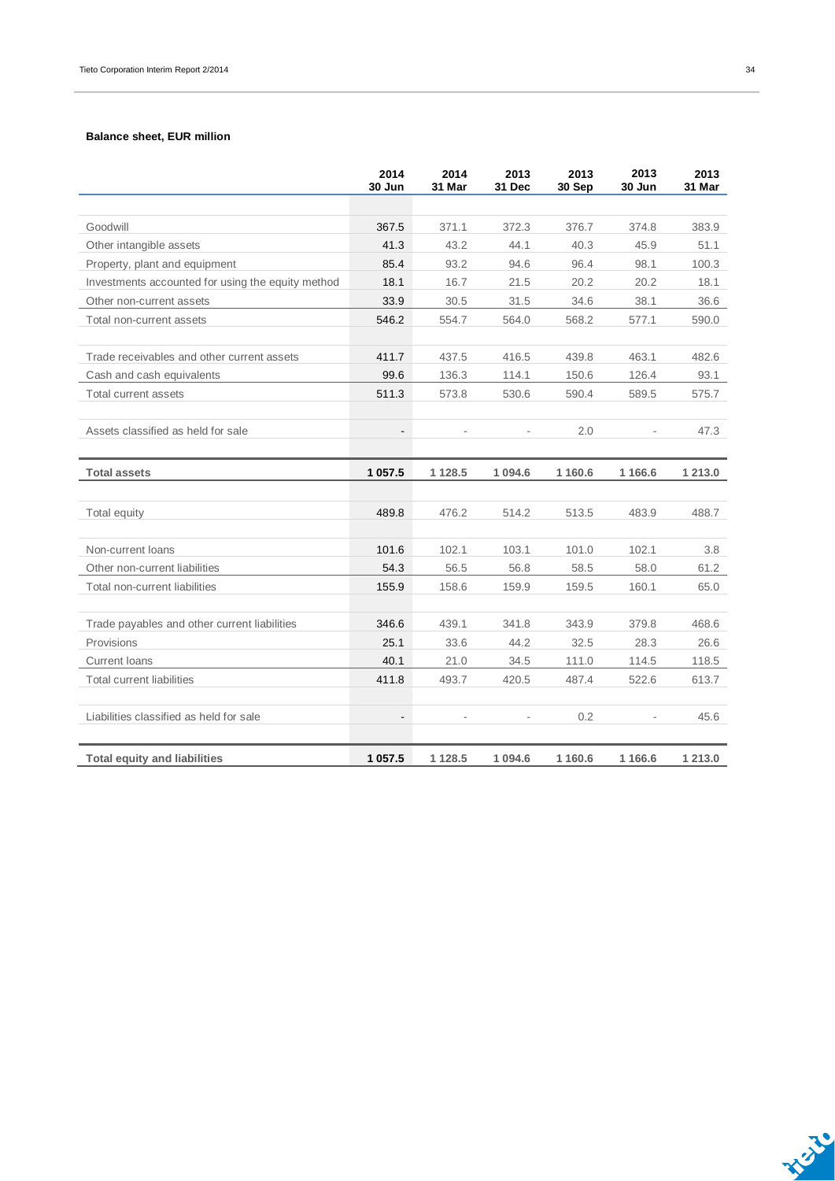**Balance sheet, EUR million**

| | 2014 30 Jun | 2014 31 Mar | 2013 31 Dec | 2013 30 Sep | 2013 30 Jun | 2013 31 Mar |
|---|---|---|---|---|---|---|
| Goodwill | 367.5 | 371.1 | 372.3 | 376.7 | 374.8 | 383.9 |
| Other intangible assets | 41.3 | 43.2 | 44.1 | 40.3 | 45.9 | 51.1 |
| Property, plant and equipment | 85.4 | 93.2 | 94.6 | 96.4 | 98.1 | 100.3 |
| Investments accounted for using the equity method | 18.1 | 16.7 | 21.5 | 20.2 | 20.2 | 18.1 |
| Other non-current assets | 33.9 | 30.5 | 31.5 | 34.6 | 38.1 | 36.6 |
| Total non-current assets | 546.2 | 554.7 | 564.0 | 568.2 | 577.1 | 590.0 |
| | | | | | | |
| Trade receivables and other current assets | 411.7 | 437.5 | 416.5 | 439.8 | 463.1 | 482.6 |
| Cash and cash equivalents | 99.6 | 136.3 | 114.1 | 150.6 | 126.4 | 93.1 |
| Total current assets | 511.3 | 573.8 | 530.6 | 590.4 | 589.5 | 575.7 |
| | | | | | | |
| Assets classified as held for sale | - | - | - | 2.0 | - | 47.3 |
| | | | | | | |
| **Total assets** | **1 057.5** | **1 128.5** | **1 094.6** | **1 160.6** | **1 166.6** | **1 213.0** |
| | | | | | | |
| Total equity | 489.8 | 476.2 | 514.2 | 513.5 | 483.9 | 488.7 |
| | | | | | | |
| Non-current loans | 101.6 | 102.1 | 103.1 | 101.0 | 102.1 | 3.8 |
| Other non-current liabilities | 54.3 | 56.5 | 56.8 | 58.5 | 58.0 | 61.2 |
| Total non-current liabilities | 155.9 | 158.6 | 159.9 | 159.5 | 160.1 | 65.0 |
| | | | | | | |
| Trade payables and other current liabilities | 346.6 | 439.1 | 341.8 | 343.9 | 379.8 | 468.6 |
| Provisions | 25.1 | 33.6 | 44.2 | 32.5 | 28.3 | 26.6 |
| Current loans | 40.1 | 21.0 | 34.5 | 111.0 | 114.5 | 118.5 |
| Total current liabilities | 411.8 | 493.7 | 420.5 | 487.4 | 522.6 | 613.7 |
| | | | | | | |
| Liabilities classified as held for sale | - | - | - | 0.2 | - | 45.6 |
| | | | | | | |
| **Total equity and liabilities** | **1 057.5** | **1 128.5** | **1 094.6** | **1 160.6** | **1 166.6** | **1 213.0** |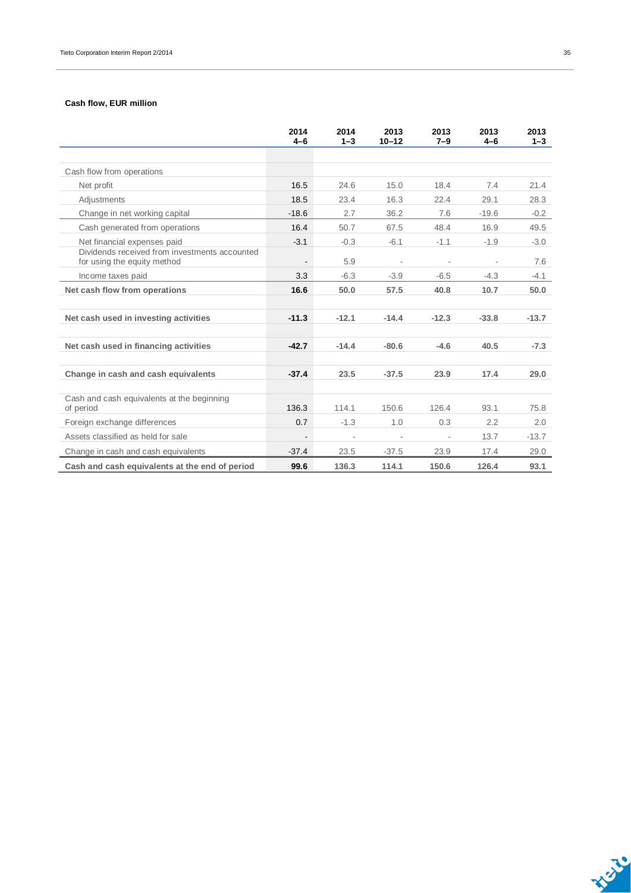### Cash flow, EUR million

| | 2014 4–6 | 2014 1–3 | 2013 10–12 | 2013 7–9 | 2013 4–6 | 2013 1–3 |
|---|---|---|---|---|---|---|
| Cash flow from operations | | | | | | |
| Net profit | 16.5 | 24.6 | 15.0 | 18.4 | 7.4 | 21.4 |
| Adjustments | 18.5 | 23.4 | 16.3 | 22.4 | 29.1 | 28.3 |
| Change in net working capital | -18.6 | 2.7 | 36.2 | 7.6 | -19.6 | -0.2 |
| Cash generated from operations | 16.4 | 50.7 | 67.5 | 48.4 | 16.9 | 49.5 |
| Net financial expenses paid | -3.1 | -0.3 | -6.1 | -1.1 | -1.9 | -3.0 |
| Dividends received from investments accounted for using the equity method | - | 5.9 | - | - | - | 7.6 |
| Income taxes paid | 3.3 | -6.3 | -3.9 | -6.5 | -4.3 | -4.1 |
| **Net cash flow from operations** | **16.6** | **50.0** | **57.5** | **40.8** | **10.7** | **50.0** |
| | | | | | | |
| **Net cash used in investing activities** | **-11.3** | **-12.1** | **-14.4** | **-12.3** | **-33.8** | **-13.7** |
| | | | | | | |
| **Net cash used in financing activities** | **-42.7** | **-14.4** | **-80.6** | **-4.6** | **40.5** | **-7.3** |
| | | | | | | |
| **Change in cash and cash equivalents** | **-37.4** | **23.5** | **-37.5** | **23.9** | **17.4** | **29.0** |
| | | | | | | |
| Cash and cash equivalents at the beginning of period | 136.3 | 114.1 | 150.6 | 126.4 | 93.1 | 75.8 |
| Foreign exchange differences | 0.7 | -1.3 | 1.0 | 0.3 | 2.2 | 2.0 |
| Assets classified as held for sale | - | - | - | - | 13.7 | -13.7 |
| Change in cash and cash equivalents | -37.4 | 23.5 | -37.5 | 23.9 | 17.4 | 29.0 |
| **Cash and cash equivalents at the end of period** | **99.6** | **136.3** | **114.1** | **150.6** | **126.4** | **93.1** |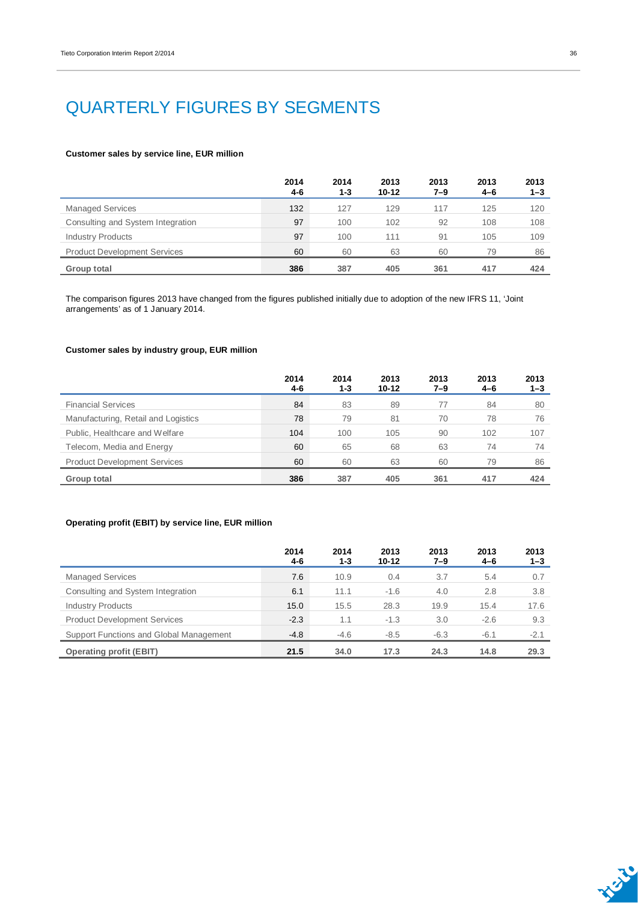# QUARTERLY FIGURES BY SEGMENTS

**Customer sales by service line, EUR million**

| | 2014 4-6 | 2014 1-3 | 2013 10-12 | 2013 7–9 | 2013 4–6 | 2013 1–3 |
|---|---|---|---|---|---|---|
| Managed Services | 132 | 127 | 129 | 117 | 125 | 120 |
| Consulting and System Integration | 97 | 100 | 102 | 92 | 108 | 108 |
| Industry Products | 97 | 100 | 111 | 91 | 105 | 109 |
| Product Development Services | 60 | 60 | 63 | 60 | 79 | 86 |
| **Group total** | **386** | **387** | **405** | **361** | **417** | **424** |

The comparison figures 2013 have changed from the figures published initially due to adoption of the new IFRS 11, 'Joint arrangements' as of 1 January 2014.

**Customer sales by industry group, EUR million**

| | 2014 4-6 | 2014 1-3 | 2013 10-12 | 2013 7–9 | 2013 4–6 | 2013 1–3 |
|---|---|---|---|---|---|---|
| Financial Services | 84 | 83 | 89 | 77 | 84 | 80 |
| Manufacturing, Retail and Logistics | 78 | 79 | 81 | 70 | 78 | 76 |
| Public, Healthcare and Welfare | 104 | 100 | 105 | 90 | 102 | 107 |
| Telecom, Media and Energy | 60 | 65 | 68 | 63 | 74 | 74 |
| Product Development Services | 60 | 60 | 63 | 60 | 79 | 86 |
| **Group total** | **386** | **387** | **405** | **361** | **417** | **424** |

**Operating profit (EBIT) by service line, EUR million**

| | 2014 4-6 | 2014 1-3 | 2013 10-12 | 2013 7–9 | 2013 4–6 | 2013 1–3 |
|---|---|---|---|---|---|---|
| Managed Services | 7.6 | 10.9 | 0.4 | 3.7 | 5.4 | 0.7 |
| Consulting and System Integration | 6.1 | 11.1 | -1.6 | 4.0 | 2.8 | 3.8 |
| Industry Products | 15.0 | 15.5 | 28.3 | 19.9 | 15.4 | 17.6 |
| Product Development Services | -2.3 | 1.1 | -1.3 | 3.0 | -2.6 | 9.3 |
| Support Functions and Global Management | -4.8 | -4.6 | -8.5 | -6.3 | -6.1 | -2.1 |
| **Operating profit (EBIT)** | **21.5** | **34.0** | **17.3** | **24.3** | **14.8** | **29.3** |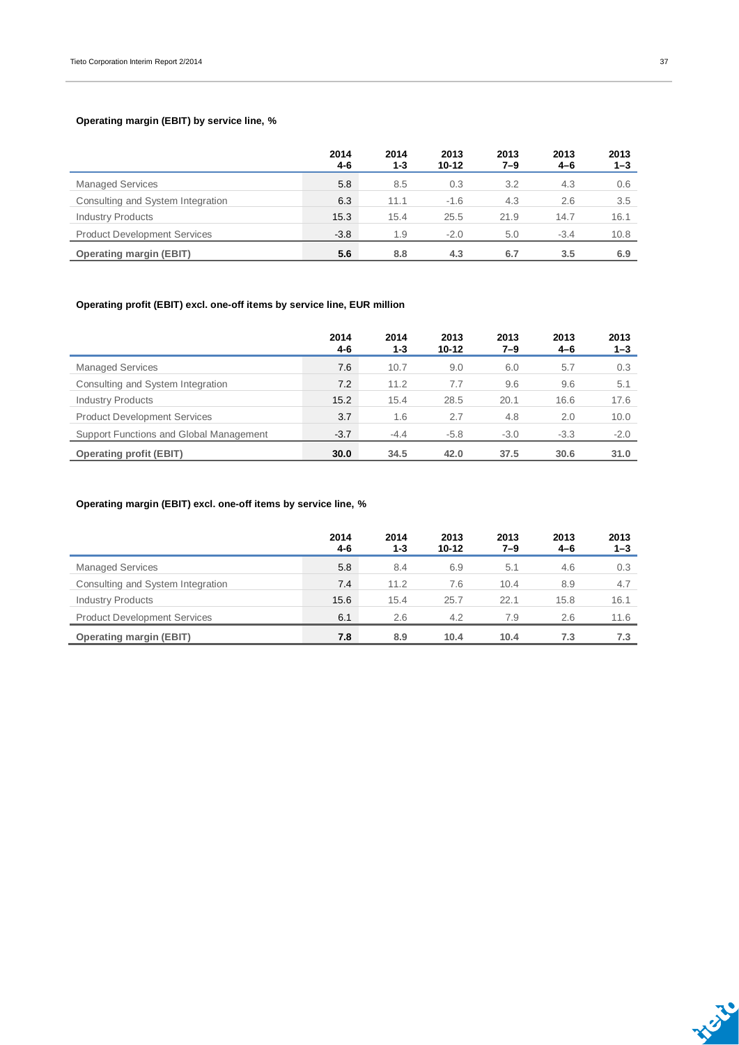### Operating margin (EBIT) by service line, %

| | 2014 4-6 | 2014 1-3 | 2013 10-12 | 2013 7–9 | 2013 4–6 | 2013 1–3 |
|---|---|---|---|---|---|---|
| Managed Services | 5.8 | 8.5 | 0.3 | 3.2 | 4.3 | 0.6 |
| Consulting and System Integration | 6.3 | 11.1 | -1.6 | 4.3 | 2.6 | 3.5 |
| Industry Products | 15.3 | 15.4 | 25.5 | 21.9 | 14.7 | 16.1 |
| Product Development Services | -3.8 | 1.9 | -2.0 | 5.0 | -3.4 | 10.8 |
| **Operating margin (EBIT)** | **5.6** | **8.8** | **4.3** | **6.7** | **3.5** | **6.9** |

### Operating profit (EBIT) excl. one-off items by service line, EUR million

| | 2014 4-6 | 2014 1-3 | 2013 10-12 | 2013 7–9 | 2013 4–6 | 2013 1–3 |
|---|---|---|---|---|---|---|
| Managed Services | 7.6 | 10.7 | 9.0 | 6.0 | 5.7 | 0.3 |
| Consulting and System Integration | 7.2 | 11.2 | 7.7 | 9.6 | 9.6 | 5.1 |
| Industry Products | 15.2 | 15.4 | 28.5 | 20.1 | 16.6 | 17.6 |
| Product Development Services | 3.7 | 1.6 | 2.7 | 4.8 | 2.0 | 10.0 |
| Support Functions and Global Management | -3.7 | -4.4 | -5.8 | -3.0 | -3.3 | -2.0 |
| **Operating profit (EBIT)** | **30.0** | **34.5** | **42.0** | **37.5** | **30.6** | **31.0** |

### Operating margin (EBIT) excl. one-off items by service line, %

| | 2014 4-6 | 2014 1-3 | 2013 10-12 | 2013 7–9 | 2013 4–6 | 2013 1–3 |
|---|---|---|---|---|---|---|
| Managed Services | 5.8 | 8.4 | 6.9 | 5.1 | 4.6 | 0.3 |
| Consulting and System Integration | 7.4 | 11.2 | 7.6 | 10.4 | 8.9 | 4.7 |
| Industry Products | 15.6 | 15.4 | 25.7 | 22.1 | 15.8 | 16.1 |
| Product Development Services | 6.1 | 2.6 | 4.2 | 7.9 | 2.6 | 11.6 |
| **Operating margin (EBIT)** | **7.8** | **8.9** | **10.4** | **10.4** | **7.3** | **7.3** |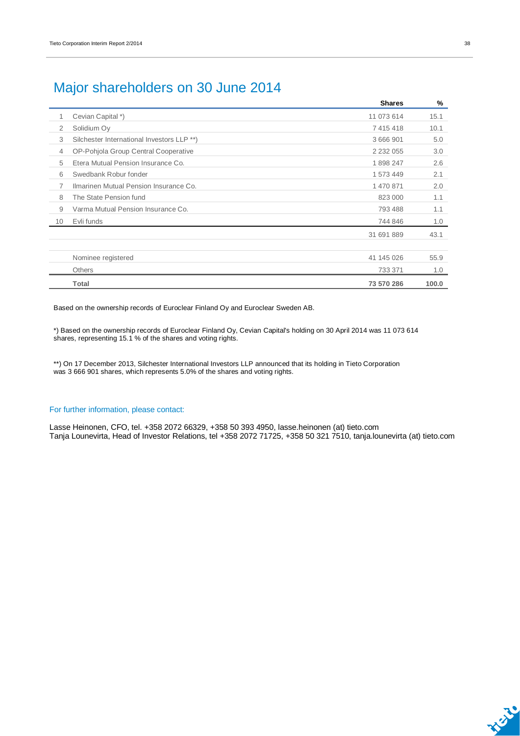# Major shareholders on 30 June 2014

| | | Shares | % |
|---|---|---|---|
| 1 | Cevian Capital *) | 11 073 614 | 15.1 |
| 2 | Solidium Oy | 7 415 418 | 10.1 |
| 3 | Silchester International Investors LLP **) | 3 666 901 | 5.0 |
| 4 | OP-Pohjola Group Central Cooperative | 2 232 055 | 3.0 |
| 5 | Etera Mutual Pension Insurance Co. | 1 898 247 | 2.6 |
| 6 | Swedbank Robur fonder | 1 573 449 | 2.1 |
| 7 | Ilmarinen Mutual Pension Insurance Co. | 1 470 871 | 2.0 |
| 8 | The State Pension fund | 823 000 | 1.1 |
| 9 | Varma Mutual Pension Insurance Co. | 793 488 | 1.1 |
| 10 | Evli funds | 744 846 | 1.0 |
| | | 31 691 889 | 43.1 |
| | | | |
| | Nominee registered | 41 145 026 | 55.9 |
| | Others | 733 371 | 1.0 |
| | **Total** | **73 570 286** | **100.0** |

Based on the ownership records of Euroclear Finland Oy and Euroclear Sweden AB.

*) Based on the ownership records of Euroclear Finland Oy, Cevian Capital's holding on 30 April 2014 was 11 073 614 shares, representing 15.1 % of the shares and voting rights.

**) On 17 December 2013, Silchester International Investors LLP announced that its holding in Tieto Corporation was 3 666 901 shares, which represents 5.0% of the shares and voting rights.

## For further information, please contact:

Lasse Heinonen, CFO, tel. +358 2072 66329, +358 50 393 4950, lasse.heinonen (at) tieto.com
Tanja Lounevirta, Head of Investor Relations, tel +358 2072 71725, +358 50 321 7510, tanja.lounevirta (at) tieto.com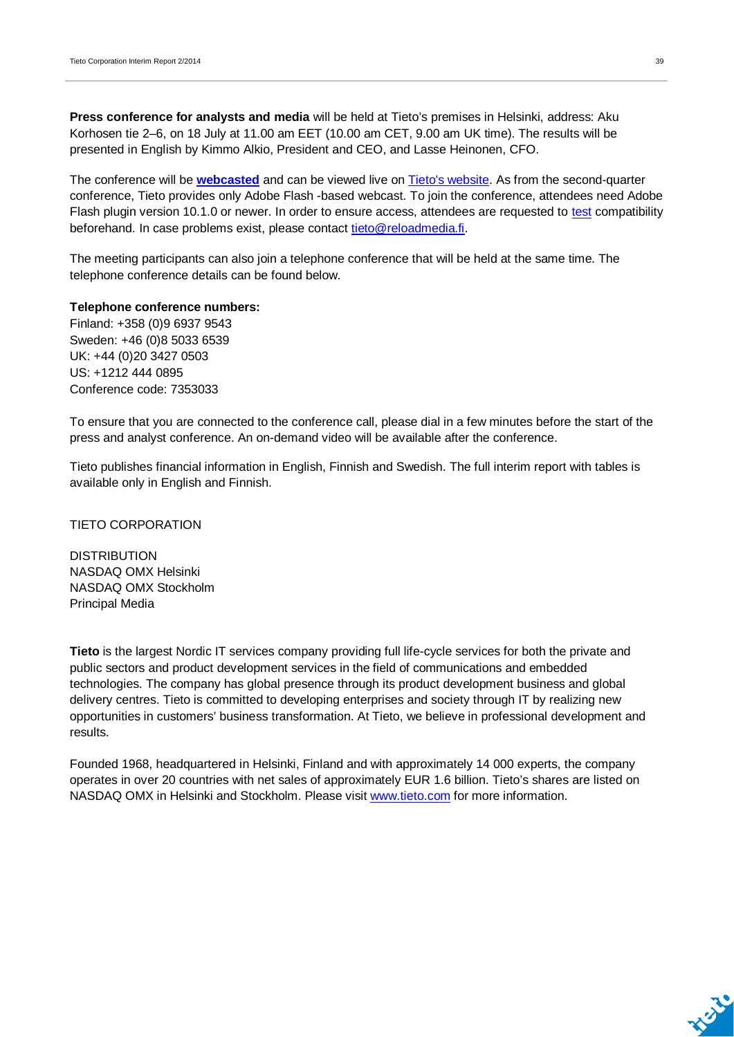**Press conference for analysts and media** will be held at Tieto's premises in Helsinki, address: Aku Korhosen tie 2–6, on 18 July at 11.00 am EET (10.00 am CET, 9.00 am UK time). The results will be presented in English by Kimmo Alkio, President and CEO, and Lasse Heinonen, CFO.

The conference will be **webcasted** and can be viewed live on Tieto's website. As from the second-quarter conference, Tieto provides only Adobe Flash -based webcast. To join the conference, attendees need Adobe Flash plugin version 10.1.0 or newer. In order to ensure access, attendees are requested to test compatibility beforehand. In case problems exist, please contact tieto@reloadmedia.fi.

The meeting participants can also join a telephone conference that will be held at the same time. The telephone conference details can be found below.

**Telephone conference numbers:**
Finland: +358 (0)9 6937 9543
Sweden: +46 (0)8 5033 6539
UK: +44 (0)20 3427 0503
US: +1212 444 0895
Conference code: 7353033

To ensure that you are connected to the conference call, please dial in a few minutes before the start of the press and analyst conference. An on-demand video will be available after the conference.

Tieto publishes financial information in English, Finnish and Swedish. The full interim report with tables is available only in English and Finnish.

TIETO CORPORATION

DISTRIBUTION
NASDAQ OMX Helsinki
NASDAQ OMX Stockholm
Principal Media

**Tieto** is the largest Nordic IT services company providing full life-cycle services for both the private and public sectors and product development services in the field of communications and embedded technologies. The company has global presence through its product development business and global delivery centres. Tieto is committed to developing enterprises and society through IT by realizing new opportunities in customers' business transformation. At Tieto, we believe in professional development and results.

Founded 1968, headquartered in Helsinki, Finland and with approximately 14 000 experts, the company operates in over 20 countries with net sales of approximately EUR 1.6 billion. Tieto's shares are listed on NASDAQ OMX in Helsinki and Stockholm. Please visit www.tieto.com for more information.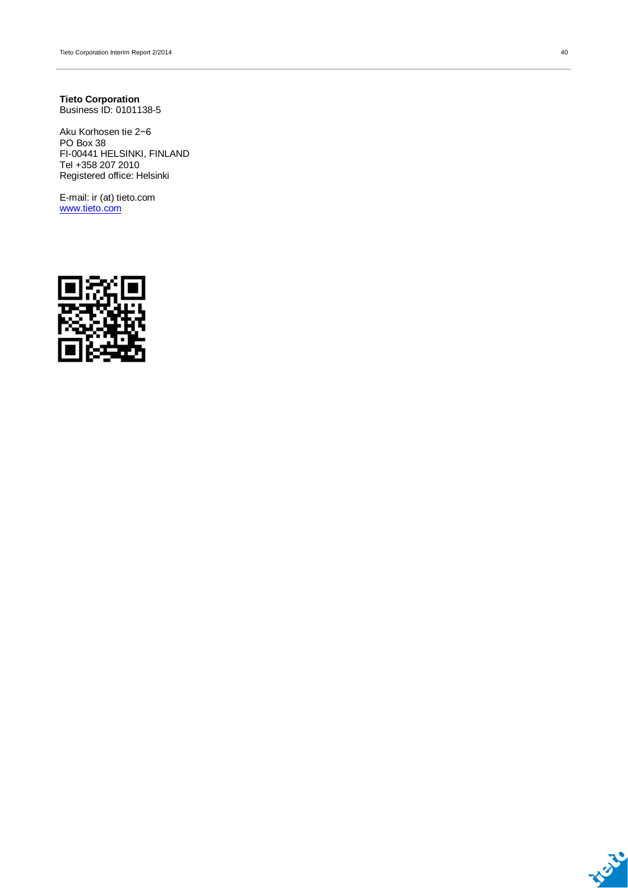**Tieto Corporation**
Business ID: 0101138-5

Aku Korhosen tie 2−6
PO Box 38
FI-00441 HELSINKI, FINLAND
Tel +358 207 2010
Registered office: Helsinki

E-mail: ir (at) tieto.com
[www.tieto.com](http://www.tieto.com)